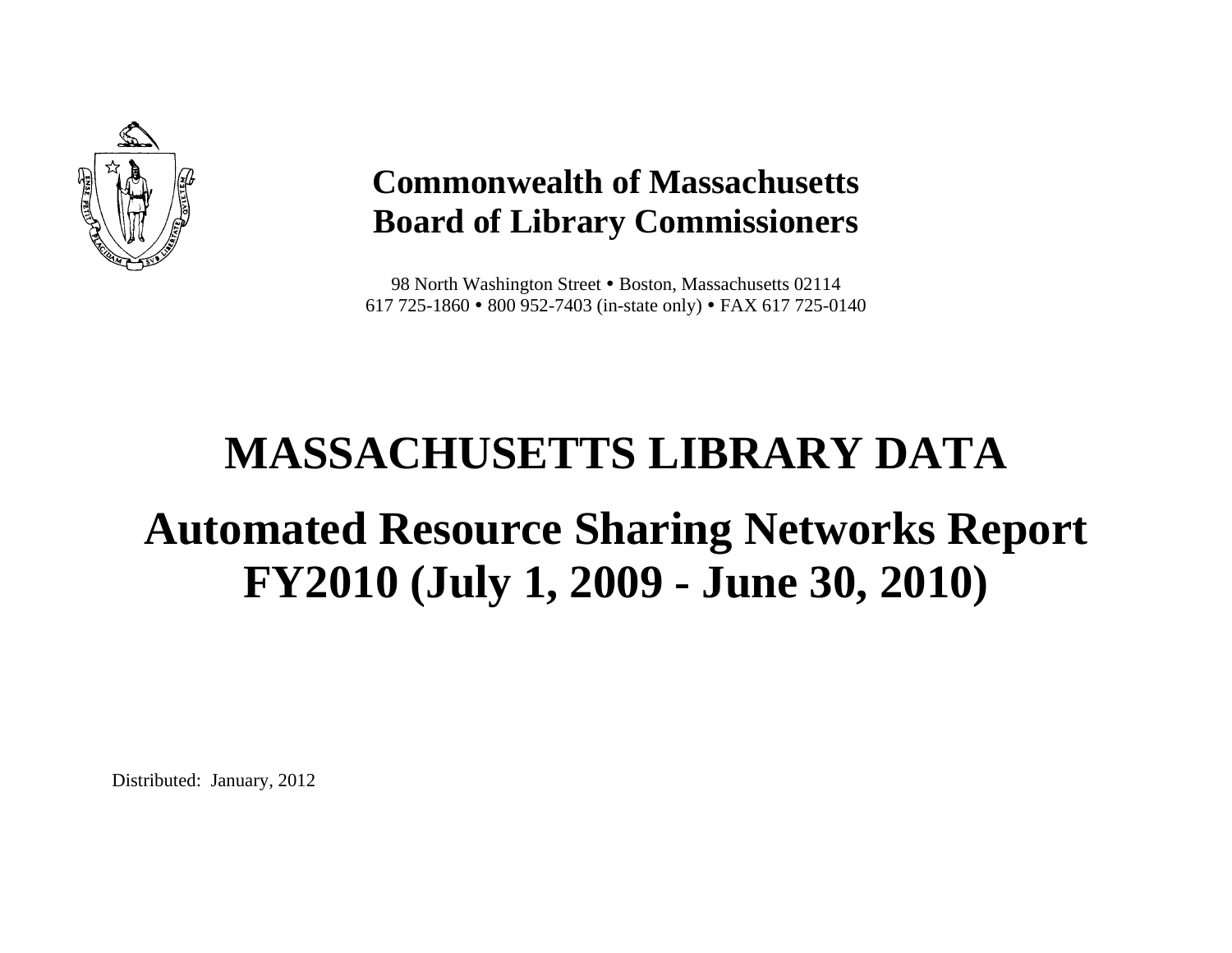**Commonwealth of Massachusetts**
**Board of Library Commissioners**

98 North Washington Street • Boston, Massachusetts 02114
617 725-1860 • 800 952-7403 (in-state only) • FAX 617 725-0140

# MASSACHUSETTS LIBRARY DATA

# Automated Resource Sharing Networks Report FY2010 (July 1, 2009 - June 30, 2010)

Distributed: January, 2012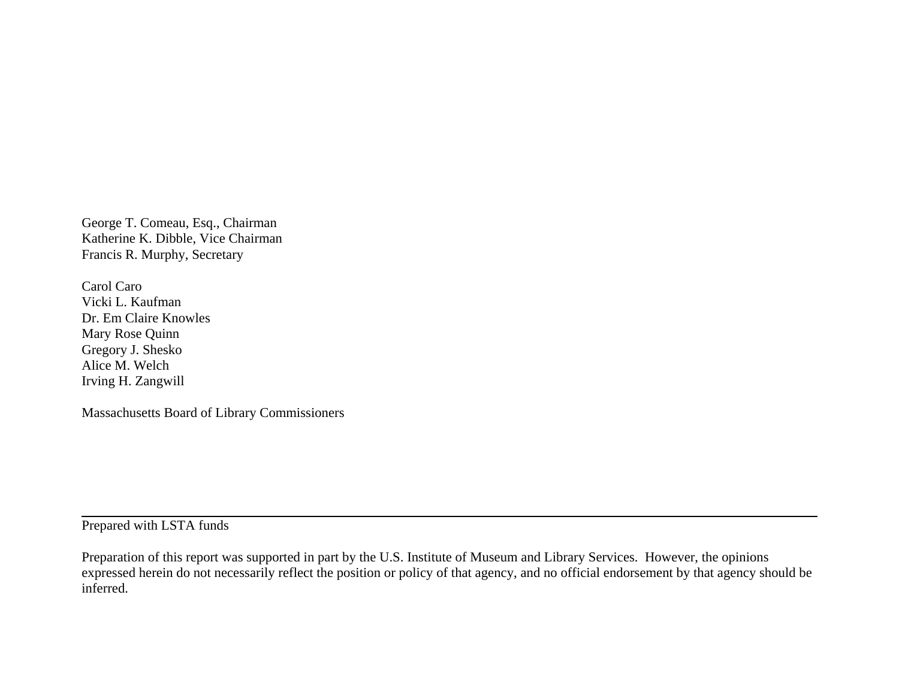George T. Comeau, Esq., Chairman
Katherine K. Dibble, Vice Chairman
Francis R. Murphy, Secretary

Carol Caro
Vicki L. Kaufman
Dr. Em Claire Knowles
Mary Rose Quinn
Gregory J. Shesko
Alice M. Welch
Irving H. Zangwill

Massachusetts Board of Library Commissioners

---

Prepared with LSTA funds

Preparation of this report was supported in part by the U.S. Institute of Museum and Library Services. However, the opinions expressed herein do not necessarily reflect the position or policy of that agency, and no official endorsement by that agency should be inferred.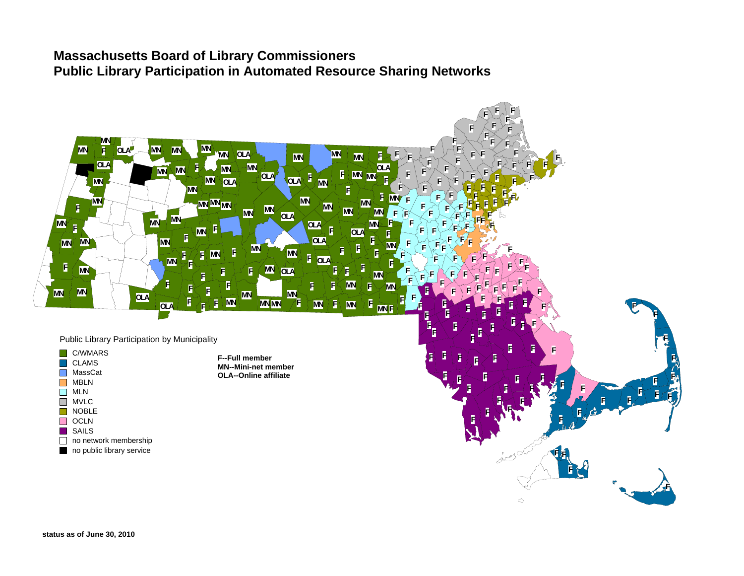# Massachusetts Board of Library Commissioners
# Public Library Participation in Automated Resource Sharing Networks

Public Library Participation by Municipality

- C/WMARS
- CLAMS
- MassCat
- MBLN
- MLN
- MVLC
- NOBLE
- OCLN
- SAILS
- no network membership
- no public library service

**F--Full member**
**MN--Mini-net member**
**OLA--Online affiliate**

**status as of June 30, 2010**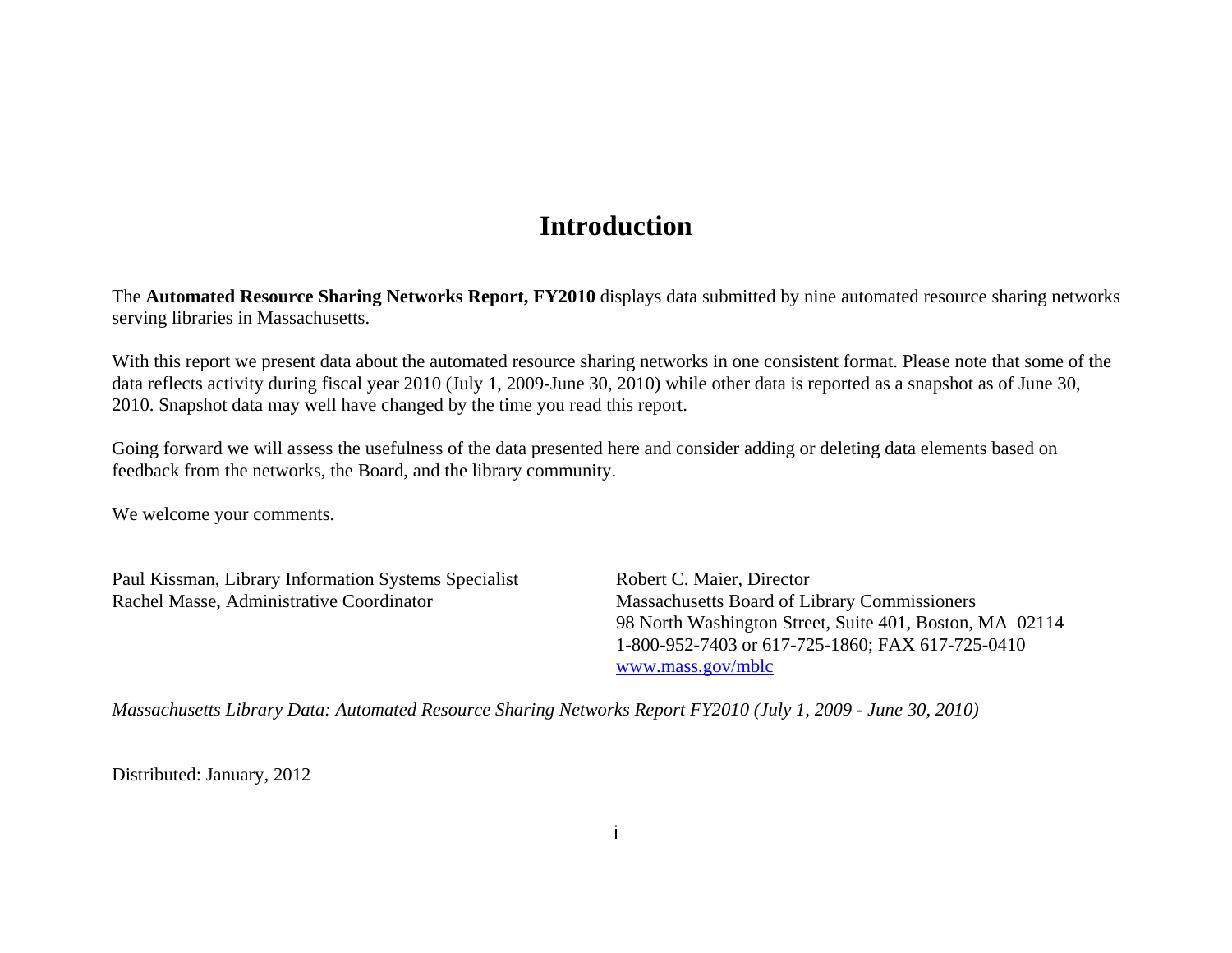# Introduction

The **Automated Resource Sharing Networks Report, FY2010** displays data submitted by nine automated resource sharing networks serving libraries in Massachusetts.

With this report we present data about the automated resource sharing networks in one consistent format. Please note that some of the data reflects activity during fiscal year 2010 (July 1, 2009-June 30, 2010) while other data is reported as a snapshot as of June 30, 2010. Snapshot data may well have changed by the time you read this report.

Going forward we will assess the usefulness of the data presented here and consider adding or deleting data elements based on feedback from the networks, the Board, and the library community.

We welcome your comments.

Paul Kissman, Library Information Systems Specialist
Rachel Masse, Administrative Coordinator

Robert C. Maier, Director
Massachusetts Board of Library Commissioners
98 North Washington Street, Suite 401, Boston, MA 02114
1-800-952-7403 or 617-725-1860; FAX 617-725-0410
[www.mass.gov/mblc](www.mass.gov/mblc)

*Massachusetts Library Data: Automated Resource Sharing Networks Report FY2010 (July 1, 2009 - June 30, 2010)*

Distributed: January, 2012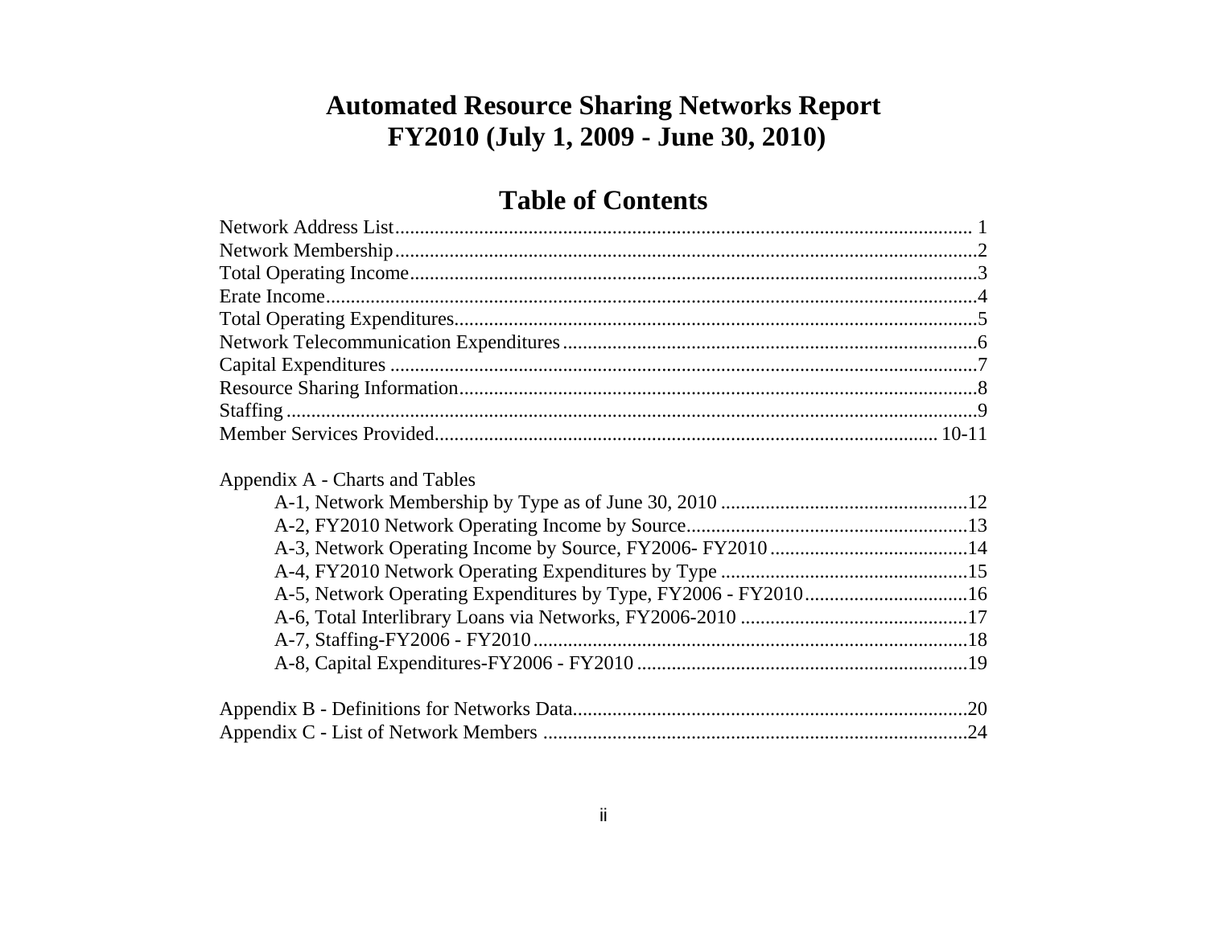# Automated Resource Sharing Networks Report
# FY2010 (July 1, 2009 - June 30, 2010)

## Table of Contents

Network Address List .......... 1
Network Membership .......... 2
Total Operating Income .......... 3
Erate Income .......... 4
Total Operating Expenditures .......... 5
Network Telecommunication Expenditures .......... 6
Capital Expenditures .......... 7
Resource Sharing Information .......... 8
Staffing .......... 9
Member Services Provided .......... 10-11

Appendix A - Charts and Tables

- A-1, Network Membership by Type as of June 30, 2010 .......... 12
- A-2, FY2010 Network Operating Income by Source .......... 13
- A-3, Network Operating Income by Source, FY2006- FY2010 .......... 14
- A-4, FY2010 Network Operating Expenditures by Type .......... 15
- A-5, Network Operating Expenditures by Type, FY2006 - FY2010 .......... 16
- A-6, Total Interlibrary Loans via Networks, FY2006-2010 .......... 17
- A-7, Staffing-FY2006 - FY2010 .......... 18
- A-8, Capital Expenditures-FY2006 - FY2010 .......... 19

Appendix B - Definitions for Networks Data .......... 20
Appendix C - List of Network Members .......... 24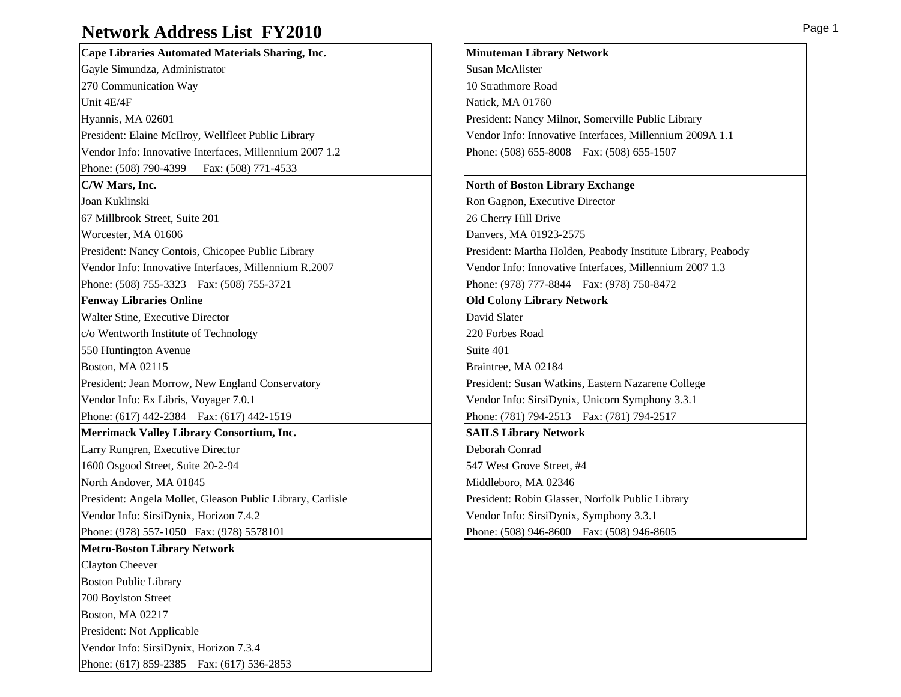# Network Address List FY2010

**Cape Libraries Automated Materials Sharing, Inc.**
Gayle Simundza, Administrator
270 Communication Way
Unit 4E/4F
Hyannis, MA 02601
President: Elaine McIlroy, Wellfleet Public Library
Vendor Info: Innovative Interfaces, Millennium 2007 1.2
Phone: (508) 790-4399 Fax: (508) 771-4533

**C/W Mars, Inc.**
Joan Kuklinski
67 Millbrook Street, Suite 201
Worcester, MA 01606
President: Nancy Contois, Chicopee Public Library
Vendor Info: Innovative Interfaces, Millennium R.2007
Phone: (508) 755-3323 Fax: (508) 755-3721

**Fenway Libraries Online**
Walter Stine, Executive Director
c/o Wentworth Institute of Technology
550 Huntington Avenue
Boston, MA 02115
President: Jean Morrow, New England Conservatory
Vendor Info: Ex Libris, Voyager 7.0.1
Phone: (617) 442-2384 Fax: (617) 442-1519

**Merrimack Valley Library Consortium, Inc.**
Larry Rungren, Executive Director
1600 Osgood Street, Suite 20-2-94
North Andover, MA 01845
President: Angela Mollet, Gleason Public Library, Carlisle
Vendor Info: SirsiDynix, Horizon 7.4.2
Phone: (978) 557-1050 Fax: (978) 5578101

**Metro-Boston Library Network**
Clayton Cheever
Boston Public Library
700 Boylston Street
Boston, MA 02217
President: Not Applicable
Vendor Info: SirsiDynix, Horizon 7.3.4
Phone: (617) 859-2385 Fax: (617) 536-2853

**Minuteman Library Network**
Susan McAlister
10 Strathmore Road
Natick, MA 01760
President: Nancy Milnor, Somerville Public Library
Vendor Info: Innovative Interfaces, Millennium 2009A 1.1
Phone: (508) 655-8008 Fax: (508) 655-1507

**North of Boston Library Exchange**
Ron Gagnon, Executive Director
26 Cherry Hill Drive
Danvers, MA 01923-2575
President: Martha Holden, Peabody Institute Library, Peabody
Vendor Info: Innovative Interfaces, Millennium 2007 1.3
Phone: (978) 777-8844 Fax: (978) 750-8472

**Old Colony Library Network**
David Slater
220 Forbes Road
Suite 401
Braintree, MA 02184
President: Susan Watkins, Eastern Nazarene College
Vendor Info: SirsiDynix, Unicorn Symphony 3.3.1
Phone: (781) 794-2513 Fax: (781) 794-2517

**SAILS Library Network**
Deborah Conrad
547 West Grove Street, #4
Middleboro, MA 02346
President: Robin Glasser, Norfolk Public Library
Vendor Info: SirsiDynix, Symphony 3.3.1
Phone: (508) 946-8600 Fax: (508) 946-8605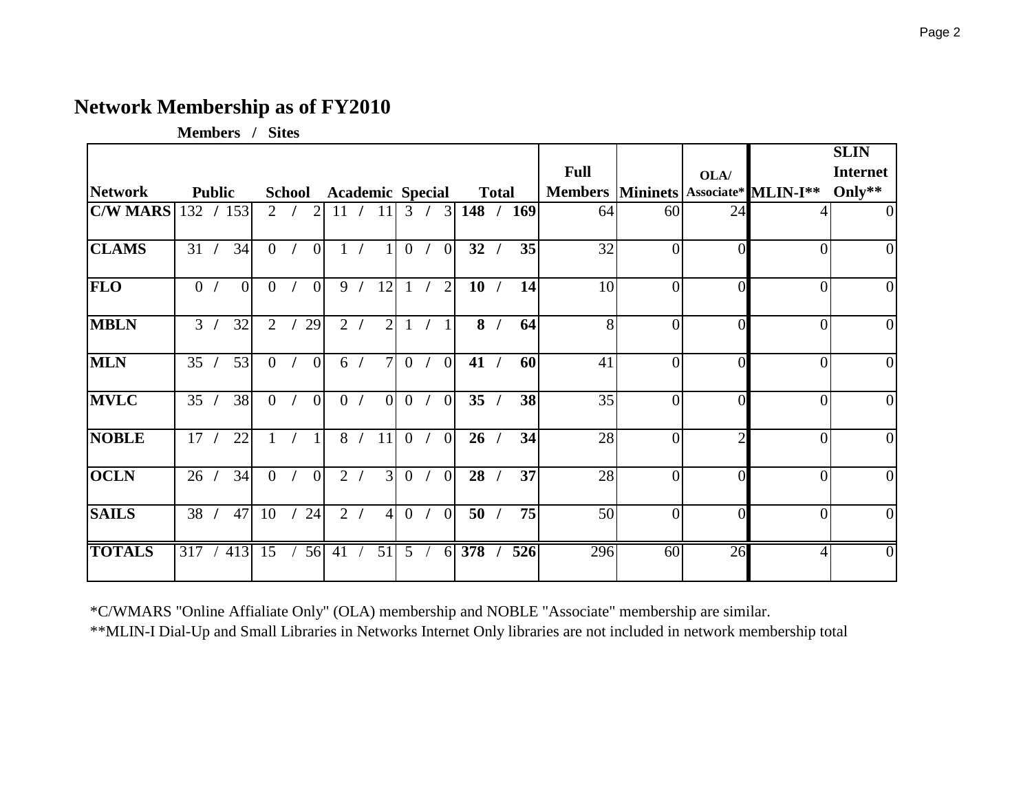## Network Membership as of FY2010

**Members / Sites**

| Network | Public | School | Academic | Special | Total | Full Members | Mininets | OLA/ Associate* | MLIN-I** | SLIN Internet Only** |
|---|---|---|---|---|---|---|---|---|---|---|
| **C/W MARS** | 132 / 153 | 2 / 2 | 11 / 11 | 3 / 3 | **148 / 169** | 64 | 60 | 24 | 4 | 0 |
| **CLAMS** | 31 / 34 | 0 / 0 | 1 / 1 | 0 / 0 | **32 / 35** | 32 | 0 | 0 | 0 | 0 |
| **FLO** | 0 / 0 | 0 / 0 | 9 / 12 | 1 / 2 | **10 / 14** | 10 | 0 | 0 | 0 | 0 |
| **MBLN** | 3 / 32 | 2 / 29 | 2 / 2 | 1 / 1 | **8 / 64** | 8 | 0 | 0 | 0 | 0 |
| **MLN** | 35 / 53 | 0 / 0 | 6 / 7 | 0 / 0 | **41 / 60** | 41 | 0 | 0 | 0 | 0 |
| **MVLC** | 35 / 38 | 0 / 0 | 0 / 0 | 0 / 0 | **35 / 38** | 35 | 0 | 0 | 0 | 0 |
| **NOBLE** | 17 / 22 | 1 / 1 | 8 / 11 | 0 / 0 | **26 / 34** | 28 | 0 | 2 | 0 | 0 |
| **OCLN** | 26 / 34 | 0 / 0 | 2 / 3 | 0 / 0 | **28 / 37** | 28 | 0 | 0 | 0 | 0 |
| **SAILS** | 38 / 47 | 10 / 24 | 2 / 4 | 0 / 0 | **50 / 75** | 50 | 0 | 0 | 0 | 0 |
| **TOTALS** | 317 / 413 | 15 / 56 | 41 / 51 | 5 / 6 | **378 / 526** | 296 | 60 | 26 | 4 | 0 |

*C/WMARS "Online Affialiate Only" (OLA) membership and NOBLE "Associate" membership are similar.

**MLIN-I Dial-Up and Small Libraries in Networks Internet Only libraries are not included in network membership total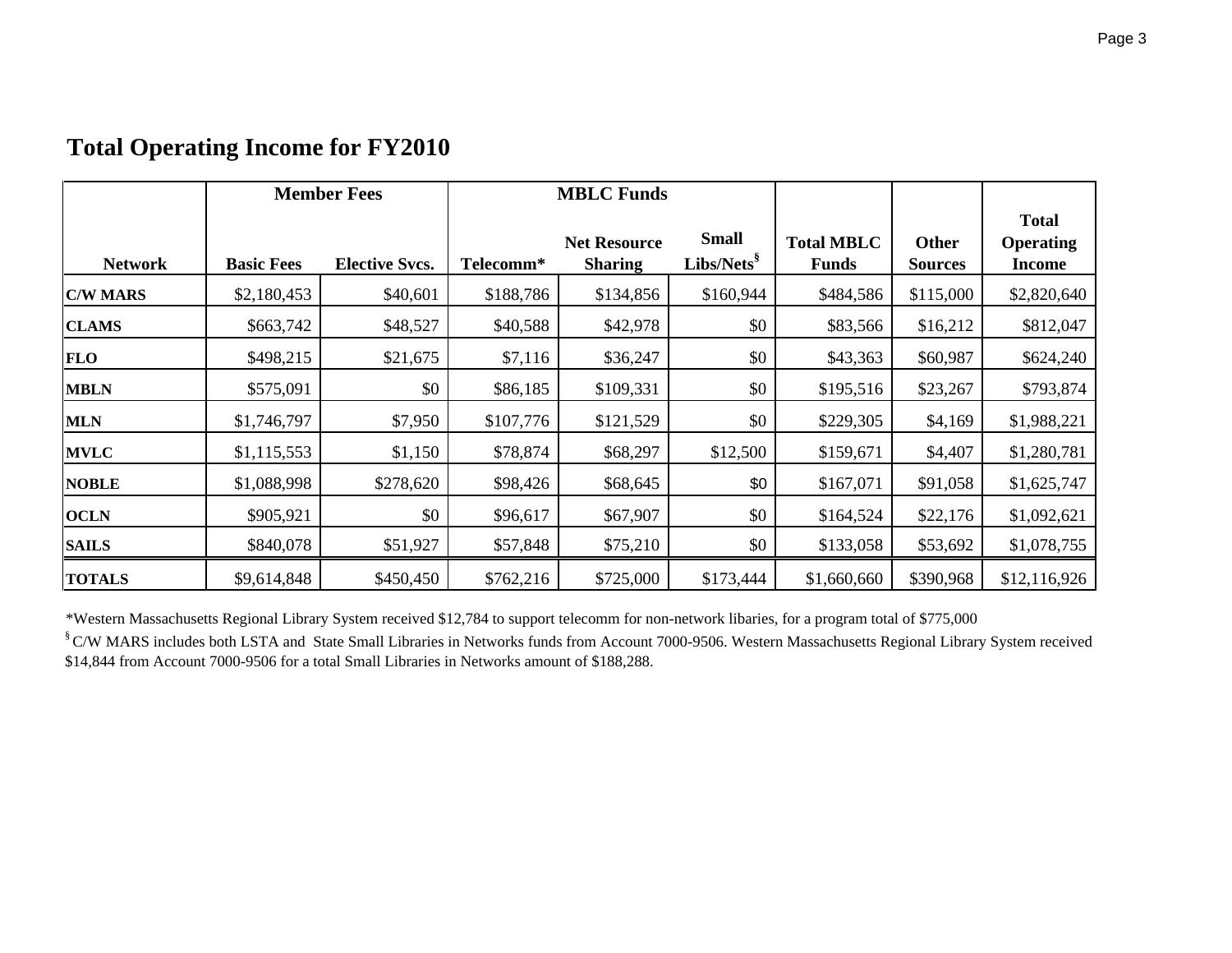## Total Operating Income for FY2010

| | Member Fees | | MBLC Funds | | | | | |
|---|---|---|---|---|---|---|---|---|
| Network | Basic Fees | Elective Svcs. | Telecomm* | Net Resource Sharing | Small Libs/Nets§ | Total MBLC Funds | Other Sources | Total Operating Income |
| C/W MARS | $2,180,453 | $40,601 | $188,786 | $134,856 | $160,944 | $484,586 | $115,000 | $2,820,640 |
| CLAMS | $663,742 | $48,527 | $40,588 | $42,978 | $0 | $83,566 | $16,212 | $812,047 |
| FLO | $498,215 | $21,675 | $7,116 | $36,247 | $0 | $43,363 | $60,987 | $624,240 |
| MBLN | $575,091 | $0 | $86,185 | $109,331 | $0 | $195,516 | $23,267 | $793,874 |
| MLN | $1,746,797 | $7,950 | $107,776 | $121,529 | $0 | $229,305 | $4,169 | $1,988,221 |
| MVLC | $1,115,553 | $1,150 | $78,874 | $68,297 | $12,500 | $159,671 | $4,407 | $1,280,781 |
| NOBLE | $1,088,998 | $278,620 | $98,426 | $68,645 | $0 | $167,071 | $91,058 | $1,625,747 |
| OCLN | $905,921 | $0 | $96,617 | $67,907 | $0 | $164,524 | $22,176 | $1,092,621 |
| SAILS | $840,078 | $51,927 | $57,848 | $75,210 | $0 | $133,058 | $53,692 | $1,078,755 |
| TOTALS | $9,614,848 | $450,450 | $762,216 | $725,000 | $173,444 | $1,660,660 | $390,968 | $12,116,926 |

*Western Massachusetts Regional Library System received $12,784 to support telecomm for non-network libaries, for a program total of $775,000

§ C/W MARS includes both LSTA and State Small Libraries in Networks funds from Account 7000-9506. Western Massachusetts Regional Library System received $14,844 from Account 7000-9506 for a total Small Libraries in Networks amount of $188,288.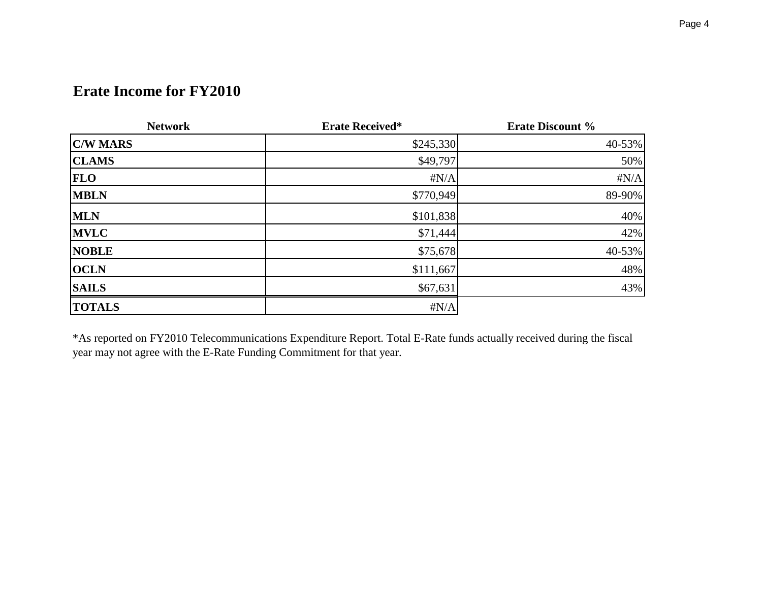## Erate Income for FY2010

| Network | Erate Received* | Erate Discount % |
|---|---|---|
| **C/W MARS** | $245,330 | 40-53% |
| **CLAMS** | $49,797 | 50% |
| **FLO** | #N/A | #N/A |
| **MBLN** | $770,949 | 89-90% |
| **MLN** | $101,838 | 40% |
| **MVLC** | $71,444 | 42% |
| **NOBLE** | $75,678 | 40-53% |
| **OCLN** | $111,667 | 48% |
| **SAILS** | $67,631 | 43% |
| **TOTALS** | #N/A | |

*As reported on FY2010 Telecommunications Expenditure Report. Total E-Rate funds actually received during the fiscal year may not agree with the E-Rate Funding Commitment for that year.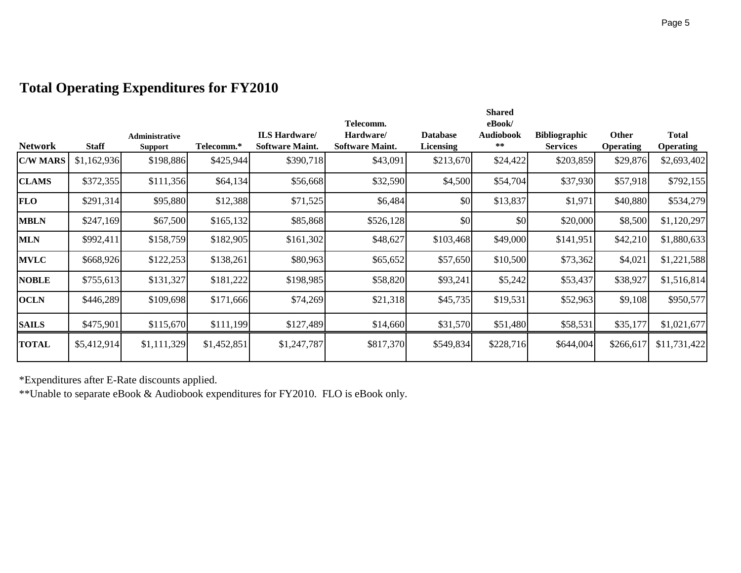## Total Operating Expenditures for FY2010

| Network | Staff | Administrative Support | Telecomm.* | ILS Hardware/ Software Maint. | Telecomm. Hardware/ Software Maint. | Database Licensing | Shared eBook/ Audiobook ** | Bibliographic Services | Other Operating | Total Operating |
|---|---|---|---|---|---|---|---|---|---|---|
| **C/W MARS** | $1,162,936 | $198,886 | $425,944 | $390,718 | $43,091 | $213,670 | $24,422 | $203,859 | $29,876 | $2,693,402 |
| **CLAMS** | $372,355 | $111,356 | $64,134 | $56,668 | $32,590 | $4,500 | $54,704 | $37,930 | $57,918 | $792,155 |
| **FLO** | $291,314 | $95,880 | $12,388 | $71,525 | $6,484 | $0 | $13,837 | $1,971 | $40,880 | $534,279 |
| **MBLN** | $247,169 | $67,500 | $165,132 | $85,868 | $526,128 | $0 | $0 | $20,000 | $8,500 | $1,120,297 |
| **MLN** | $992,411 | $158,759 | $182,905 | $161,302 | $48,627 | $103,468 | $49,000 | $141,951 | $42,210 | $1,880,633 |
| **MVLC** | $668,926 | $122,253 | $138,261 | $80,963 | $65,652 | $57,650 | $10,500 | $73,362 | $4,021 | $1,221,588 |
| **NOBLE** | $755,613 | $131,327 | $181,222 | $198,985 | $58,820 | $93,241 | $5,242 | $53,437 | $38,927 | $1,516,814 |
| **OCLN** | $446,289 | $109,698 | $171,666 | $74,269 | $21,318 | $45,735 | $19,531 | $52,963 | $9,108 | $950,577 |
| **SAILS** | $475,901 | $115,670 | $111,199 | $127,489 | $14,660 | $31,570 | $51,480 | $58,531 | $35,177 | $1,021,677 |
| **TOTAL** | $5,412,914 | $1,111,329 | $1,452,851 | $1,247,787 | $817,370 | $549,834 | $228,716 | $644,004 | $266,617 | $11,731,422 |

*Expenditures after E-Rate discounts applied.

**Unable to separate eBook & Audiobook expenditures for FY2010. FLO is eBook only.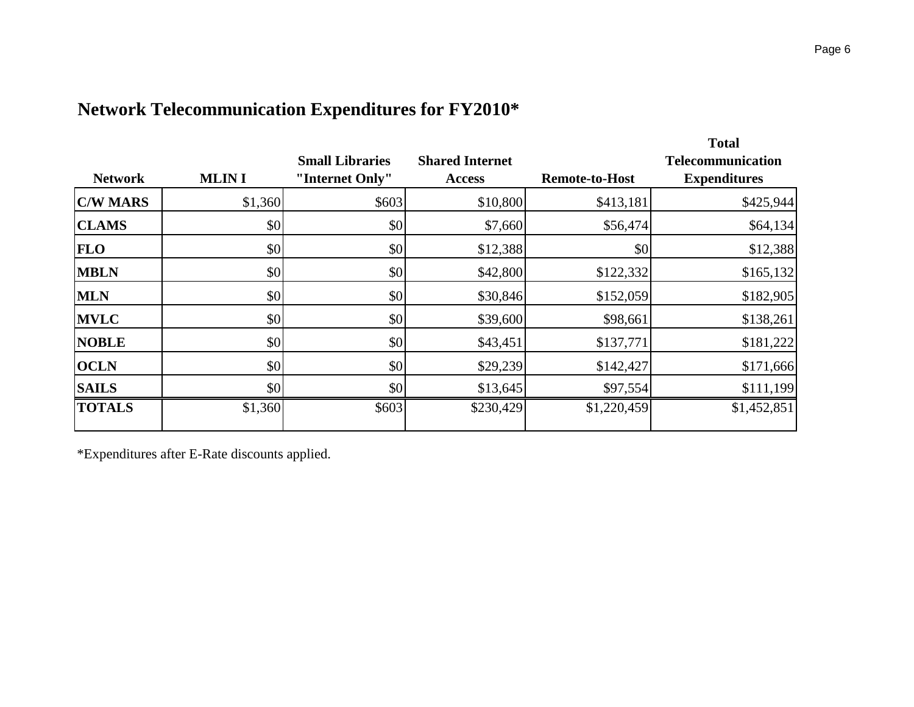# Network Telecommunication Expenditures for FY2010*

| Network | MLIN I | Small Libraries "Internet Only" | Shared Internet Access | Remote-to-Host | Total Telecommunication Expenditures |
|---|---|---|---|---|---|
| **C/W MARS** | $1,360 | $603 | $10,800 | $413,181 | $425,944 |
| **CLAMS** | $0 | $0 | $7,660 | $56,474 | $64,134 |
| **FLO** | $0 | $0 | $12,388 | $0 | $12,388 |
| **MBLN** | $0 | $0 | $42,800 | $122,332 | $165,132 |
| **MLN** | $0 | $0 | $30,846 | $152,059 | $182,905 |
| **MVLC** | $0 | $0 | $39,600 | $98,661 | $138,261 |
| **NOBLE** | $0 | $0 | $43,451 | $137,771 | $181,222 |
| **OCLN** | $0 | $0 | $29,239 | $142,427 | $171,666 |
| **SAILS** | $0 | $0 | $13,645 | $97,554 | $111,199 |
| **TOTALS** | $1,360 | $603 | $230,429 | $1,220,459 | $1,452,851 |

*Expenditures after E-Rate discounts applied.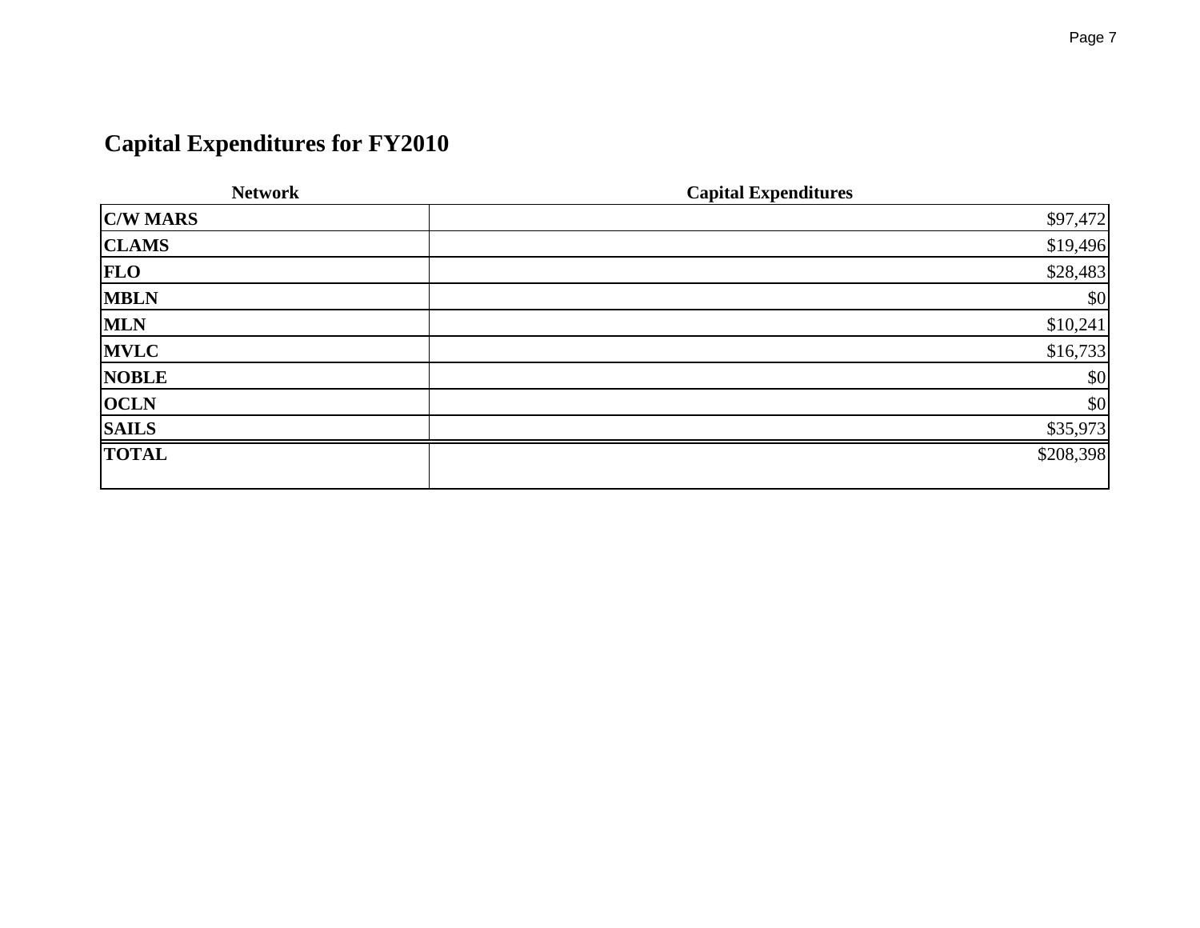## Capital Expenditures for FY2010

| Network | Capital Expenditures |
|---|---|
| **C/W MARS** | $97,472 |
| **CLAMS** | $19,496 |
| **FLO** | $28,483 |
| **MBLN** | $0 |
| **MLN** | $10,241 |
| **MVLC** | $16,733 |
| **NOBLE** | $0 |
| **OCLN** | $0 |
| **SAILS** | $35,973 |
| **TOTAL** | $208,398 |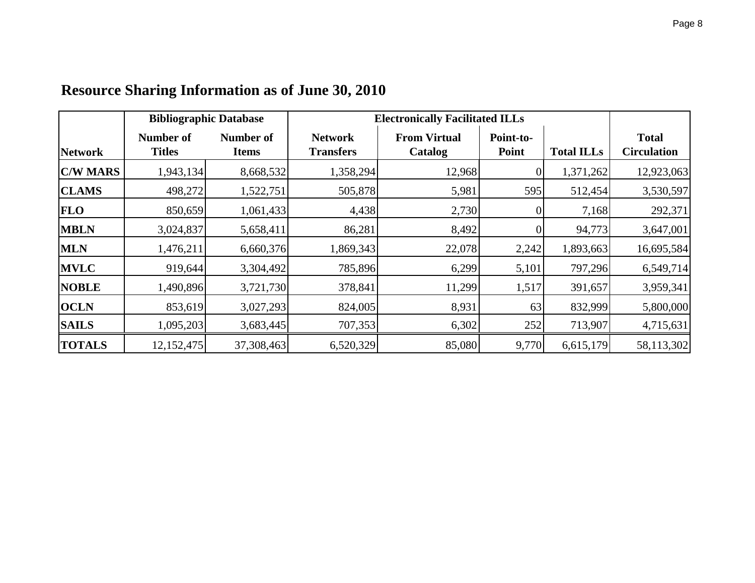## Resource Sharing Information as of June 30, 2010

| | Bibliographic Database | | Electronically Facilitated ILLs | | | | |
|---|---|---|---|---|---|---|---|
| Network | Number of Titles | Number of Items | Network Transfers | From Virtual Catalog | Point-to-Point | Total ILLs | Total Circulation |
| **C/W MARS** | 1,943,134 | 8,668,532 | 1,358,294 | 12,968 | 0 | 1,371,262 | 12,923,063 |
| **CLAMS** | 498,272 | 1,522,751 | 505,878 | 5,981 | 595 | 512,454 | 3,530,597 |
| **FLO** | 850,659 | 1,061,433 | 4,438 | 2,730 | 0 | 7,168 | 292,371 |
| **MBLN** | 3,024,837 | 5,658,411 | 86,281 | 8,492 | 0 | 94,773 | 3,647,001 |
| **MLN** | 1,476,211 | 6,660,376 | 1,869,343 | 22,078 | 2,242 | 1,893,663 | 16,695,584 |
| **MVLC** | 919,644 | 3,304,492 | 785,896 | 6,299 | 5,101 | 797,296 | 6,549,714 |
| **NOBLE** | 1,490,896 | 3,721,730 | 378,841 | 11,299 | 1,517 | 391,657 | 3,959,341 |
| **OCLN** | 853,619 | 3,027,293 | 824,005 | 8,931 | 63 | 832,999 | 5,800,000 |
| **SAILS** | 1,095,203 | 3,683,445 | 707,353 | 6,302 | 252 | 713,907 | 4,715,631 |
| **TOTALS** | 12,152,475 | 37,308,463 | 6,520,329 | 85,080 | 9,770 | 6,615,179 | 58,113,302 |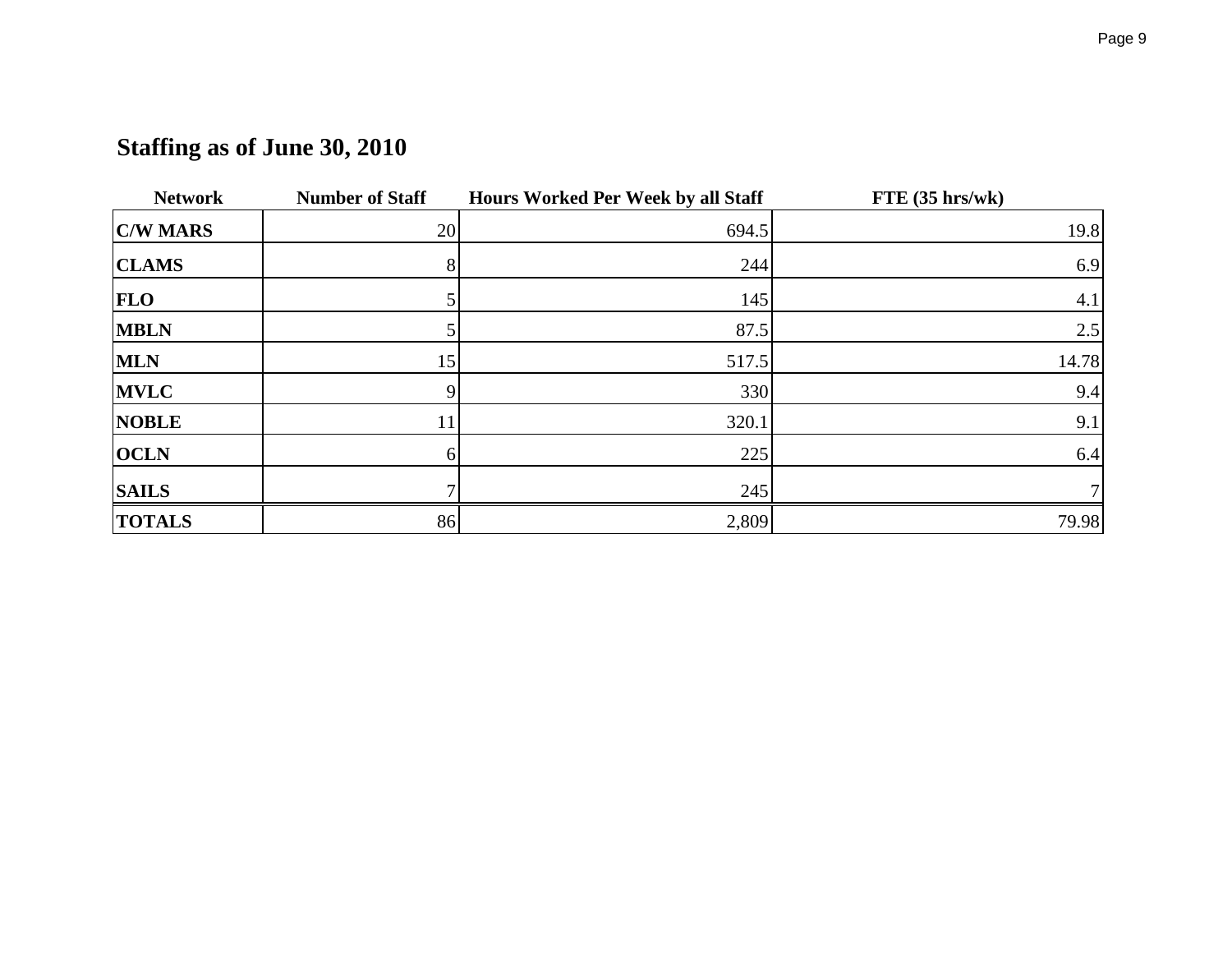## Staffing as of June 30, 2010

| Network | Number of Staff | Hours Worked Per Week by all Staff | FTE (35 hrs/wk) |
|---|---|---|---|
| C/W MARS | 20 | 694.5 | 19.8 |
| CLAMS | 8 | 244 | 6.9 |
| FLO | 5 | 145 | 4.1 |
| MBLN | 5 | 87.5 | 2.5 |
| MLN | 15 | 517.5 | 14.78 |
| MVLC | 9 | 330 | 9.4 |
| NOBLE | 11 | 320.1 | 9.1 |
| OCLN | 6 | 225 | 6.4 |
| SAILS | 7 | 245 | 7 |
| TOTALS | 86 | 2,809 | 79.98 |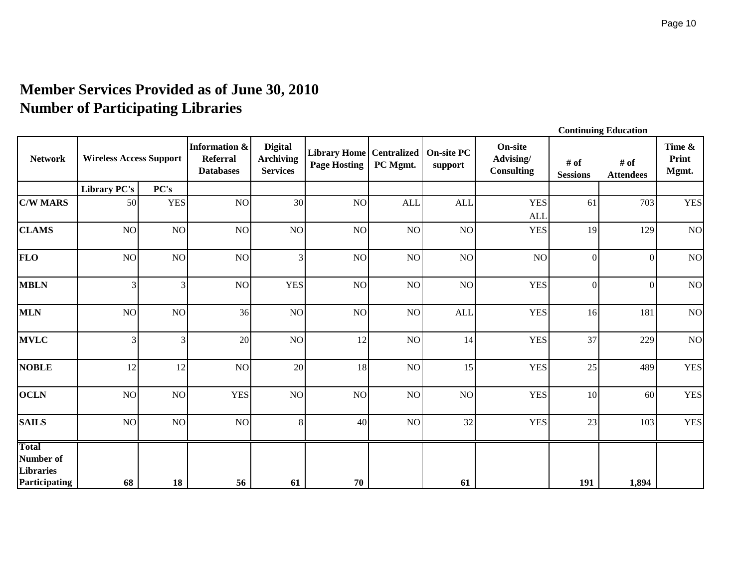# Member Services Provided as of June 30, 2010
# Number of Participating Libraries

| Network | Wireless Access Support | | Information & Referral Databases | Digital Archiving Services | Library Home Page Hosting | Centralized PC Mgmt. | On-site PC support | On-site Advising/ Consulting | Continuing Education | | Time & Print Mgmt. |
|---|---|---|---|---|---|---|---|---|---|---|---|
| | Library PC's | PC's | | | | | | | # of Sessions | # of Attendees | |
| **C/W MARS** | 50 | YES | NO | 30 | NO | ALL | ALL | YES ALL | 61 | 703 | YES |
| **CLAMS** | NO | NO | NO | NO | NO | NO | NO | YES | 19 | 129 | NO |
| **FLO** | NO | NO | NO | 3 | NO | NO | NO | NO | 0 | 0 | NO |
| **MBLN** | 3 | 3 | NO | YES | NO | NO | NO | YES | 0 | 0 | NO |
| **MLN** | NO | NO | 36 | NO | NO | NO | ALL | YES | 16 | 181 | NO |
| **MVLC** | 3 | 3 | 20 | NO | 12 | NO | 14 | YES | 37 | 229 | NO |
| **NOBLE** | 12 | 12 | NO | 20 | 18 | NO | 15 | YES | 25 | 489 | YES |
| **OCLN** | NO | NO | YES | NO | NO | NO | NO | YES | 10 | 60 | YES |
| **SAILS** | NO | NO | NO | 8 | 40 | NO | 32 | YES | 23 | 103 | YES |
| **Total Number of Libraries Participating** | **68** | **18** | **56** | **61** | **70** | | **61** | | **191** | **1,894** | |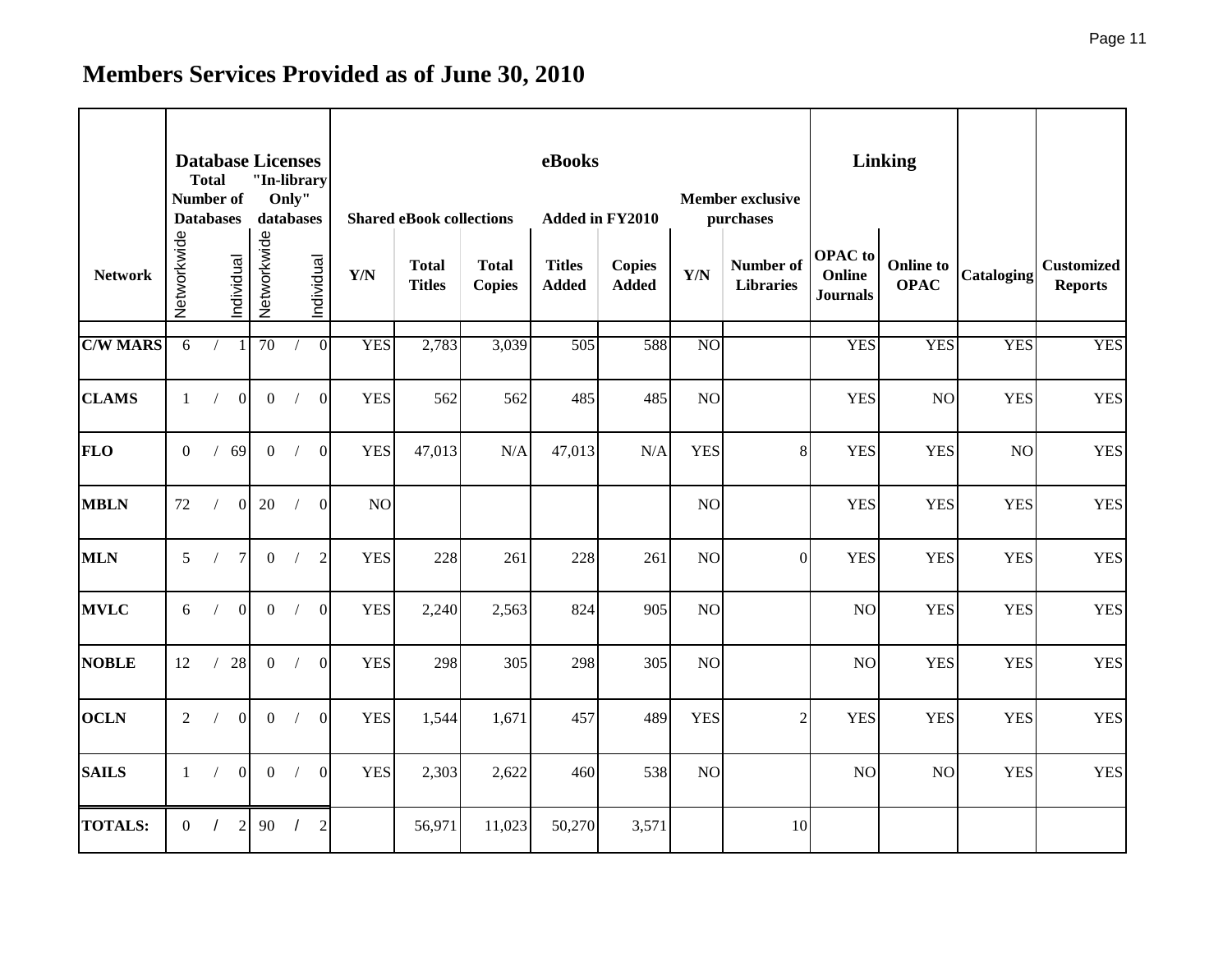# Members Services Provided as of June 30, 2010

| Network | Database Licenses: Total Number of Databases | | "In-library Only" databases | | eBooks: Shared eBook collections | | | Added in FY2010 | | Member exclusive purchases | | Linking | | Cataloging | Customized Reports |
|---|---|---|---|---|---|---|---|---|---|---|---|---|---|---|---|
| | Networkwide | Individual | Networkwide | Individual | Y/N | Total Titles | Total Copies | Titles Added | Copies Added | Y/N | Number of Libraries | OPAC to Online Journals | Online to OPAC | | |
| **C/W MARS** | 6 | 1 | 70 | 0 | YES | 2,783 | 3,039 | 505 | 588 | NO | | YES | YES | YES | YES |
| **CLAMS** | 1 | 0 | 0 | 0 | YES | 562 | 562 | 485 | 485 | NO | | YES | NO | YES | YES |
| **FLO** | 0 | 69 | 0 | 0 | YES | 47,013 | N/A | 47,013 | N/A | YES | 8 | YES | YES | NO | YES |
| **MBLN** | 72 | 0 | 20 | 0 | NO | | | | | NO | | YES | YES | YES | YES |
| **MLN** | 5 | 7 | 0 | 2 | YES | 228 | 261 | 228 | 261 | NO | 0 | YES | YES | YES | YES |
| **MVLC** | 6 | 0 | 0 | 0 | YES | 2,240 | 2,563 | 824 | 905 | NO | | NO | YES | YES | YES |
| **NOBLE** | 12 | 28 | 0 | 0 | YES | 298 | 305 | 298 | 305 | NO | | NO | YES | YES | YES |
| **OCLN** | 2 | 0 | 0 | 0 | YES | 1,544 | 1,671 | 457 | 489 | YES | 2 | YES | YES | YES | YES |
| **SAILS** | 1 | 0 | 0 | 0 | YES | 2,303 | 2,622 | 460 | 538 | NO | | NO | NO | YES | YES |
| **TOTALS:** | 0 | 2 | 90 | 2 | | 56,971 | 11,023 | 50,270 | 3,571 | | 10 | | | | |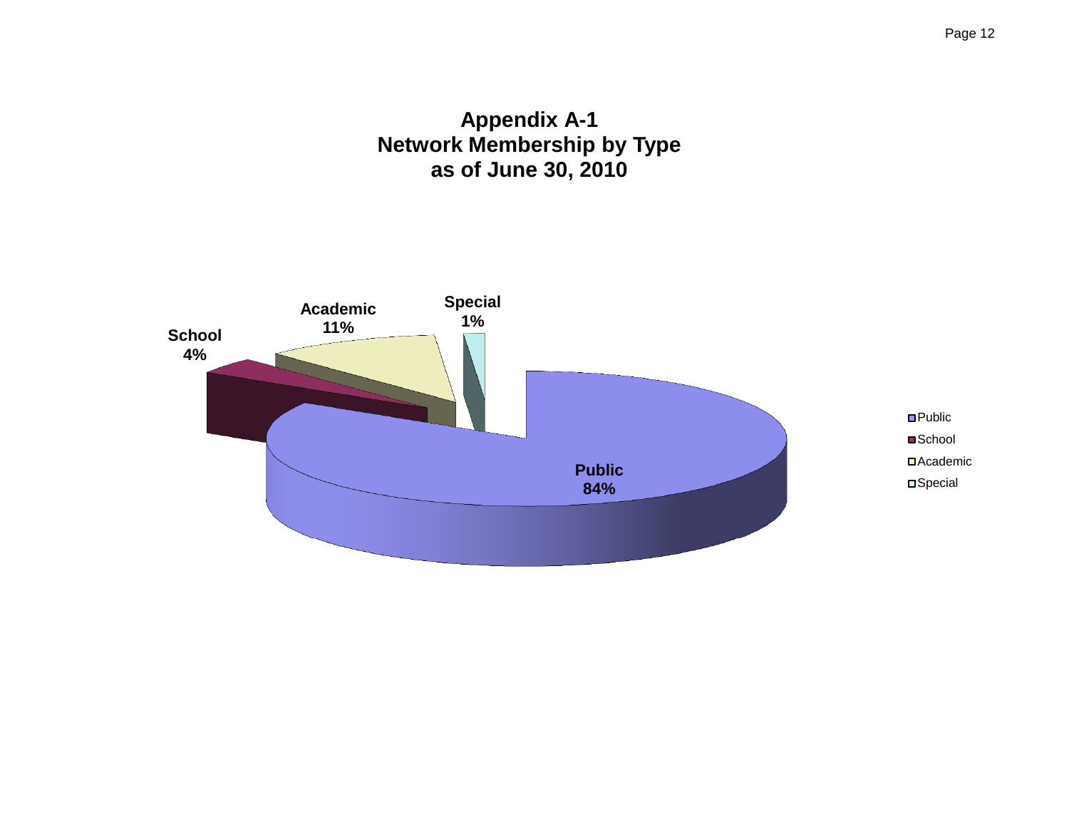# Appendix A-1
# Network Membership by Type
# as of June 30, 2010

| Type | Percentage |
| --- | --- |
| Public | 84% |
| School | 4% |
| Academic | 11% |
| Special | 1% |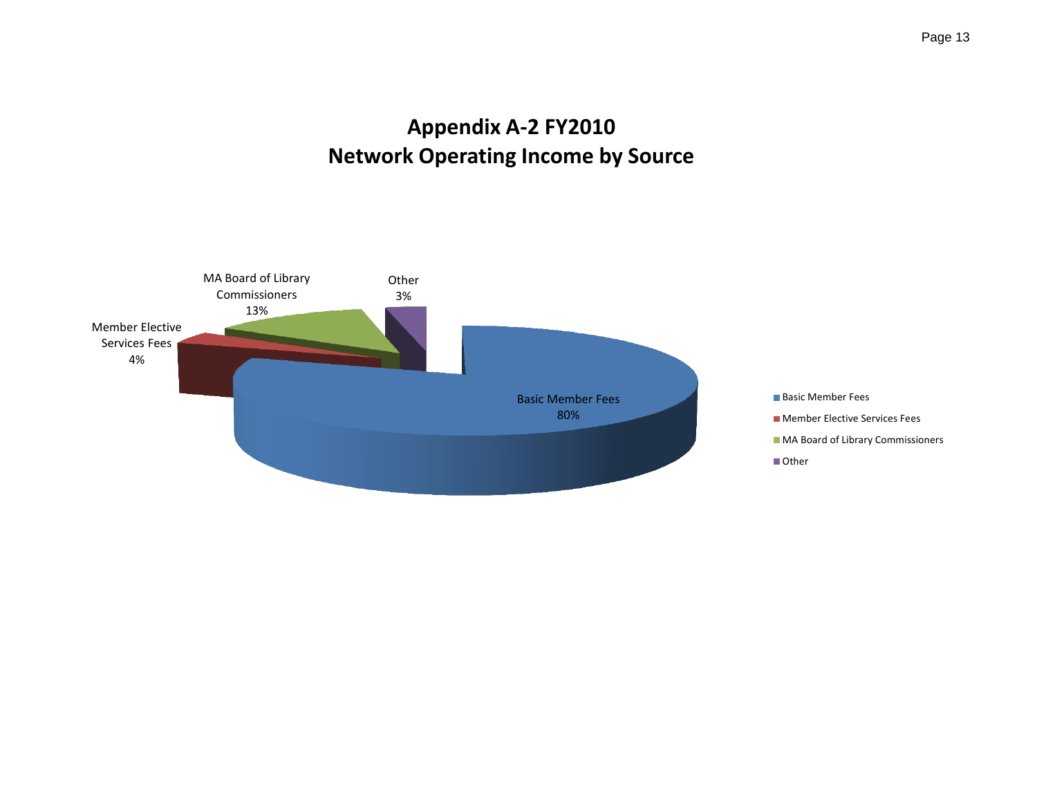# Appendix A-2 FY2010
# Network Operating Income by Source

| Source | Percentage |
|---|---|
| Basic Member Fees | 80% |
| Member Elective Services Fees | 4% |
| MA Board of Library Commissioners | 13% |
| Other | 3% |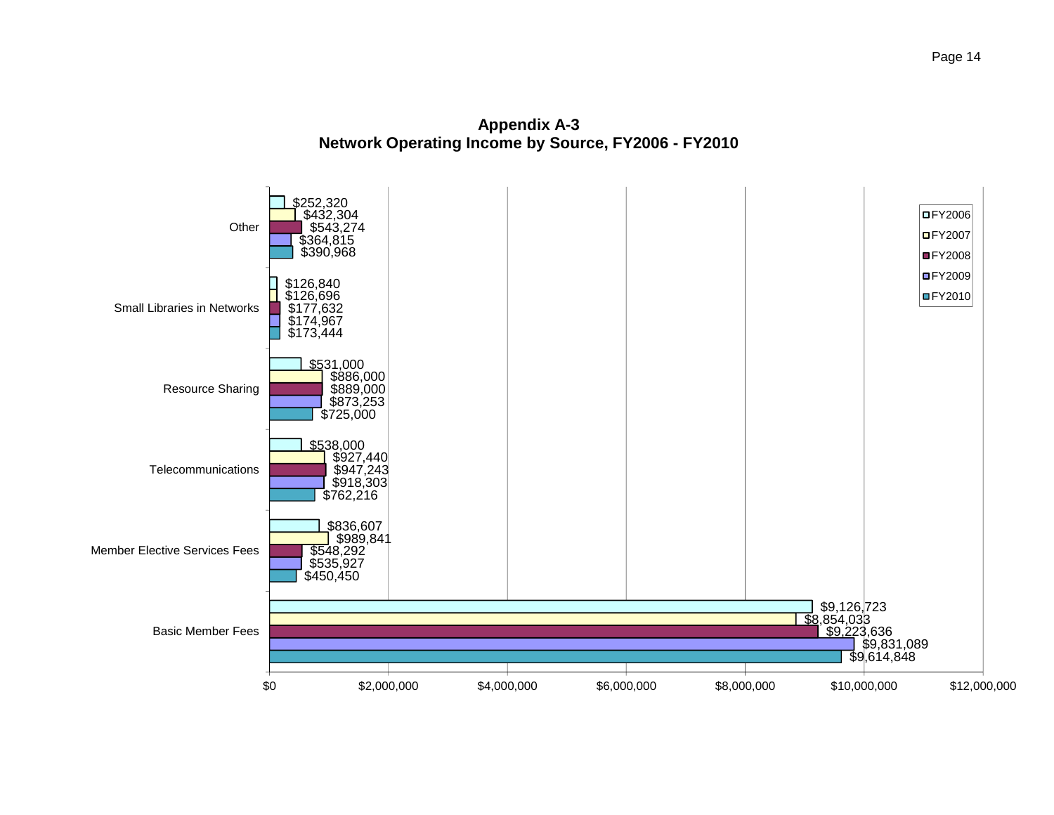**Appendix A-3**
**Network Operating Income by Source, FY2006 - FY2010**

| Source | FY2006 | FY2007 | FY2008 | FY2009 | FY2010 |
|---|---|---|---|---|---|
| Other | $252,320 | $432,304 | $543,274 | $364,815 | $390,968 |
| Small Libraries in Networks | $126,840 | $126,696 | $177,632 | $174,967 | $173,444 |
| Resource Sharing | $531,000 | $886,000 | $889,000 | $873,253 | $725,000 |
| Telecommunications | $538,000 | $927,440 | $947,243 | $918,303 | $762,216 |
| Member Elective Services Fees | $836,607 | $989,841 | $548,292 | $535,927 | $450,450 |
| Basic Member Fees | $9,126,723 | $8,854,033 | $9,223,636 | $9,831,089 | $9,614,848 |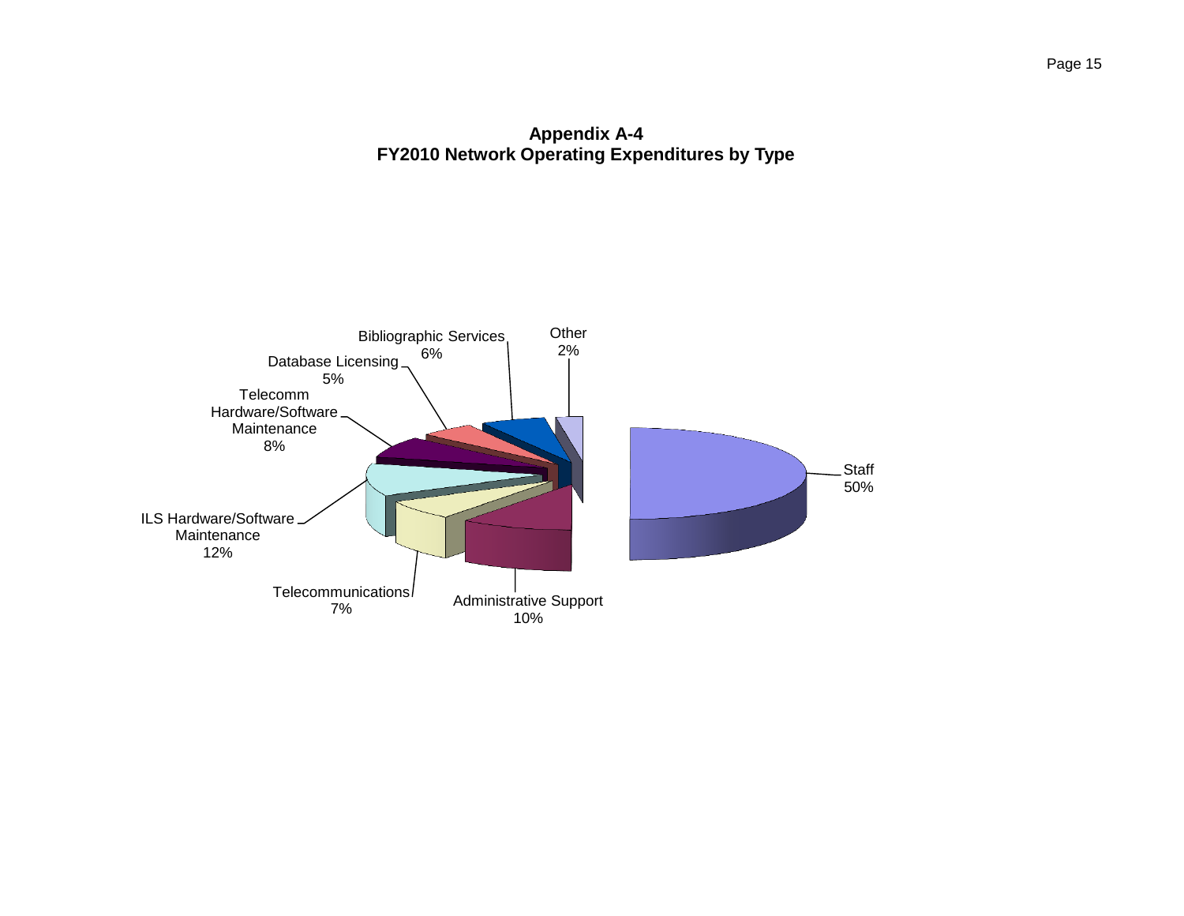## Appendix A-4
## FY2010 Network Operating Expenditures by Type

| Type | Percent |
|---|---|
| Staff | 50% |
| Administrative Support | 10% |
| Telecommunications | 7% |
| ILS Hardware/Software Maintenance | 12% |
| Telecomm Hardware/Software Maintenance | 8% |
| Database Licensing | 5% |
| Bibliographic Services | 6% |
| Other | 2% |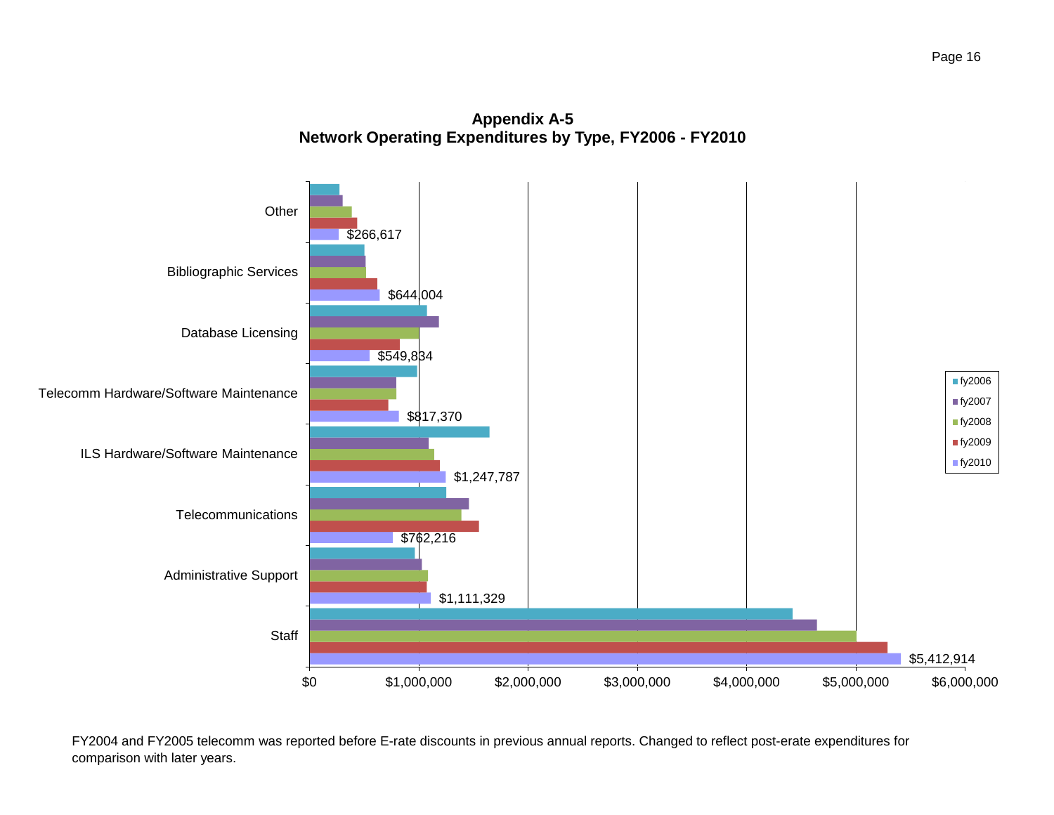## Appendix A-5
## Network Operating Expenditures by Type, FY2006 - FY2010

| Category | FY2010 |
|---|---|
| Other | $266,617 |
| Bibliographic Services | $644,004 |
| Database Licensing | $549,834 |
| Telecomm Hardware/Software Maintenance | $817,370 |
| ILS Hardware/Software Maintenance | $1,247,787 |
| Telecommunications | $762,216 |
| Administrative Support | $1,111,329 |
| Staff | $5,412,914 |

Legend: fy2006, fy2007, fy2008, fy2009, fy2010

Axis: $0, $1,000,000, $2,000,000, $3,000,000, $4,000,000, $5,000,000, $6,000,000

FY2004 and FY2005 telecomm was reported before E-rate discounts in previous annual reports. Changed to reflect post-erate expenditures for comparison with later years.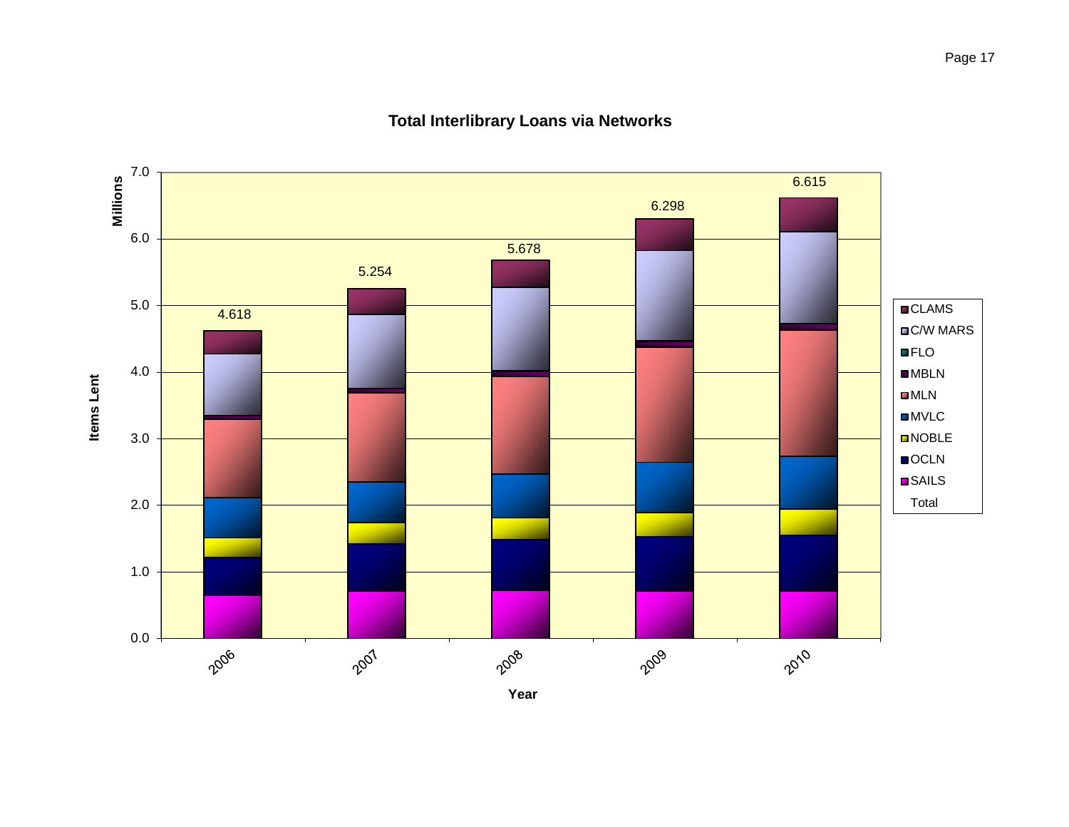## Total Interlibrary Loans via Networks

Items Lent (Millions)

| Year | Total |
|---|---|
| 2006 | 4.618 |
| 2007 | 5.254 |
| 2008 | 5.678 |
| 2009 | 6.298 |
| 2010 | 6.615 |

Legend: CLAMS, C/W MARS, FLO, MBLN, MLN, MVLC, NOBLE, OCLN, SAILS, Total

Year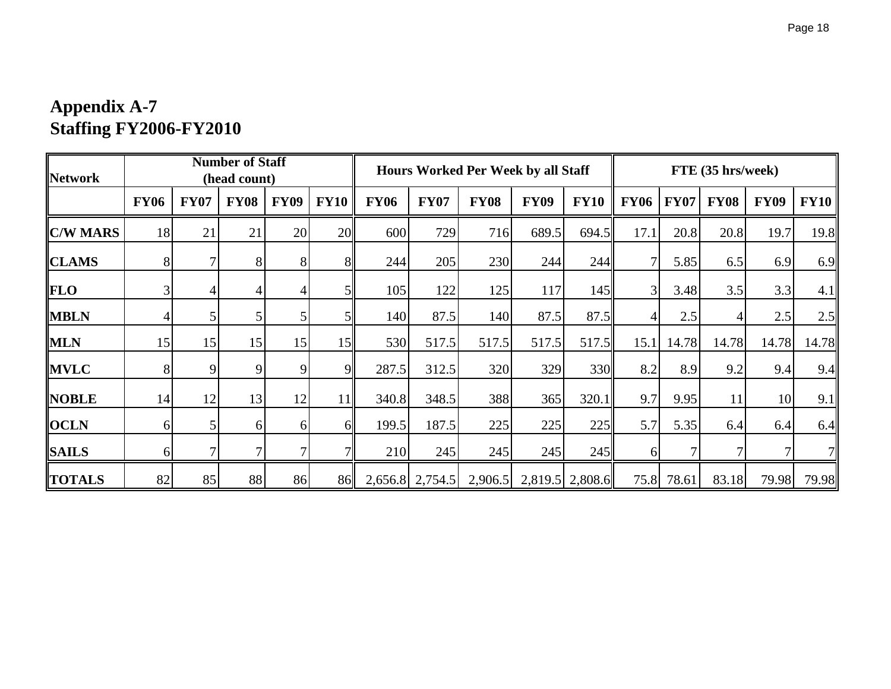# Appendix A-7
# Staffing FY2006-FY2010

| Network | Number of Staff (head count) | | | | | Hours Worked Per Week by all Staff | | | | | FTE (35 hrs/week) | | | | |
|---|---|---|---|---|---|---|---|---|---|---|---|---|---|---|---|
| | FY06 | FY07 | FY08 | FY09 | FY10 | FY06 | FY07 | FY08 | FY09 | FY10 | FY06 | FY07 | FY08 | FY09 | FY10 |
| **C/W MARS** | 18 | 21 | 21 | 20 | 20 | 600 | 729 | 716 | 689.5 | 694.5 | 17.1 | 20.8 | 20.8 | 19.7 | 19.8 |
| **CLAMS** | 8 | 7 | 8 | 8 | 8 | 244 | 205 | 230 | 244 | 244 | 7 | 5.85 | 6.5 | 6.9 | 6.9 |
| **FLO** | 3 | 4 | 4 | 4 | 5 | 105 | 122 | 125 | 117 | 145 | 3 | 3.48 | 3.5 | 3.3 | 4.1 |
| **MBLN** | 4 | 5 | 5 | 5 | 5 | 140 | 87.5 | 140 | 87.5 | 87.5 | 4 | 2.5 | 4 | 2.5 | 2.5 |
| **MLN** | 15 | 15 | 15 | 15 | 15 | 530 | 517.5 | 517.5 | 517.5 | 517.5 | 15.1 | 14.78 | 14.78 | 14.78 | 14.78 |
| **MVLC** | 8 | 9 | 9 | 9 | 9 | 287.5 | 312.5 | 320 | 329 | 330 | 8.2 | 8.9 | 9.2 | 9.4 | 9.4 |
| **NOBLE** | 14 | 12 | 13 | 12 | 11 | 340.8 | 348.5 | 388 | 365 | 320.1 | 9.7 | 9.95 | 11 | 10 | 9.1 |
| **OCLN** | 6 | 5 | 6 | 6 | 6 | 199.5 | 187.5 | 225 | 225 | 225 | 5.7 | 5.35 | 6.4 | 6.4 | 6.4 |
| **SAILS** | 6 | 7 | 7 | 7 | 7 | 210 | 245 | 245 | 245 | 245 | 6 | 7 | 7 | 7 | 7 |
| **TOTALS** | 82 | 85 | 88 | 86 | 86 | 2,656.8 | 2,754.5 | 2,906.5 | 2,819.5 | 2,808.6 | 75.8 | 78.61 | 83.18 | 79.98 | 79.98 |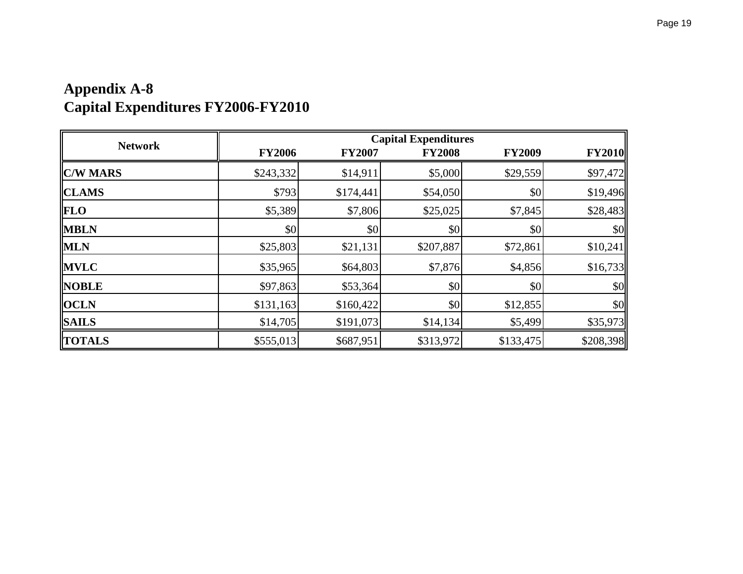# Appendix A-8
# Capital Expenditures FY2006-FY2010

| Network | Capital Expenditures | | | | |
|---|---|---|---|---|---|
| | FY2006 | FY2007 | FY2008 | FY2009 | FY2010 |
| **C/W MARS** | $243,332 | $14,911 | $5,000 | $29,559 | $97,472 |
| **CLAMS** | $793 | $174,441 | $54,050 | $0 | $19,496 |
| **FLO** | $5,389 | $7,806 | $25,025 | $7,845 | $28,483 |
| **MBLN** | $0 | $0 | $0 | $0 | $0 |
| **MLN** | $25,803 | $21,131 | $207,887 | $72,861 | $10,241 |
| **MVLC** | $35,965 | $64,803 | $7,876 | $4,856 | $16,733 |
| **NOBLE** | $97,863 | $53,364 | $0 | $0 | $0 |
| **OCLN** | $131,163 | $160,422 | $0 | $12,855 | $0 |
| **SAILS** | $14,705 | $191,073 | $14,134 | $5,499 | $35,973 |
| **TOTALS** | $555,013 | $687,951 | $313,972 | $133,475 | $208,398 |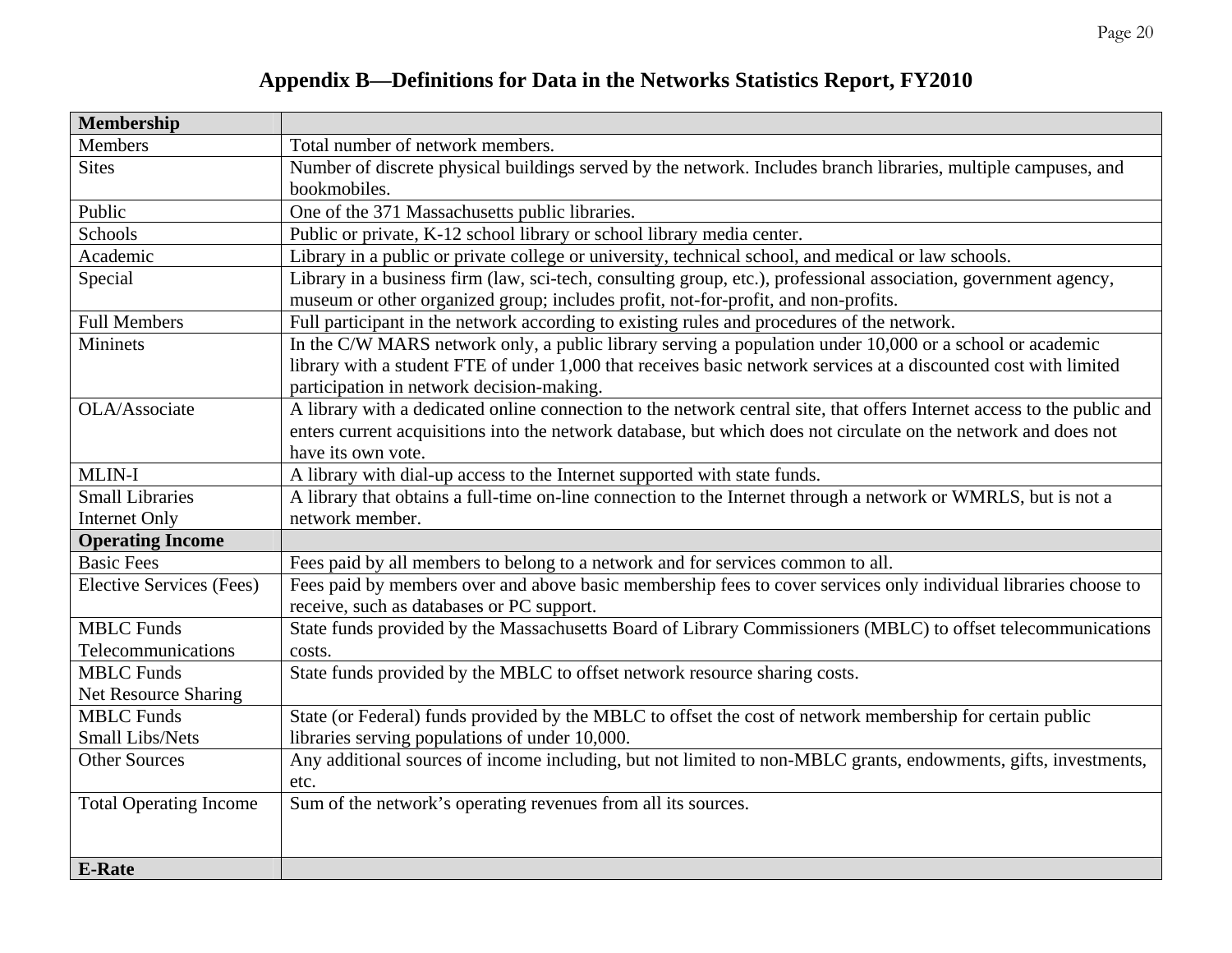# Appendix B—Definitions for Data in the Networks Statistics Report, FY2010

| **Membership** | |
|---|---|
| Members | Total number of network members. |
| Sites | Number of discrete physical buildings served by the network. Includes branch libraries, multiple campuses, and bookmobiles. |
| Public | One of the 371 Massachusetts public libraries. |
| Schools | Public or private, K-12 school library or school library media center. |
| Academic | Library in a public or private college or university, technical school, and medical or law schools. |
| Special | Library in a business firm (law, sci-tech, consulting group, etc.), professional association, government agency, museum or other organized group; includes profit, not-for-profit, and non-profits. |
| Full Members | Full participant in the network according to existing rules and procedures of the network. |
| Mininets | In the C/W MARS network only, a public library serving a population under 10,000 or a school or academic library with a student FTE of under 1,000 that receives basic network services at a discounted cost with limited participation in network decision-making. |
| OLA/Associate | A library with a dedicated online connection to the network central site, that offers Internet access to the public and enters current acquisitions into the network database, but which does not circulate on the network and does not have its own vote. |
| MLIN-I | A library with dial-up access to the Internet supported with state funds. |
| Small Libraries Internet Only | A library that obtains a full-time on-line connection to the Internet through a network or WMRLS, but is not a network member. |
| **Operating Income** | |
| Basic Fees | Fees paid by all members to belong to a network and for services common to all. |
| Elective Services (Fees) | Fees paid by members over and above basic membership fees to cover services only individual libraries choose to receive, such as databases or PC support. |
| MBLC Funds Telecommunications | State funds provided by the Massachusetts Board of Library Commissioners (MBLC) to offset telecommunications costs. |
| MBLC Funds Net Resource Sharing | State funds provided by the MBLC to offset network resource sharing costs. |
| MBLC Funds Small Libs/Nets | State (or Federal) funds provided by the MBLC to offset the cost of network membership for certain public libraries serving populations of under 10,000. |
| Other Sources | Any additional sources of income including, but not limited to non-MBLC grants, endowments, gifts, investments, etc. |
| Total Operating Income | Sum of the network's operating revenues from all its sources. |
| **E-Rate** | |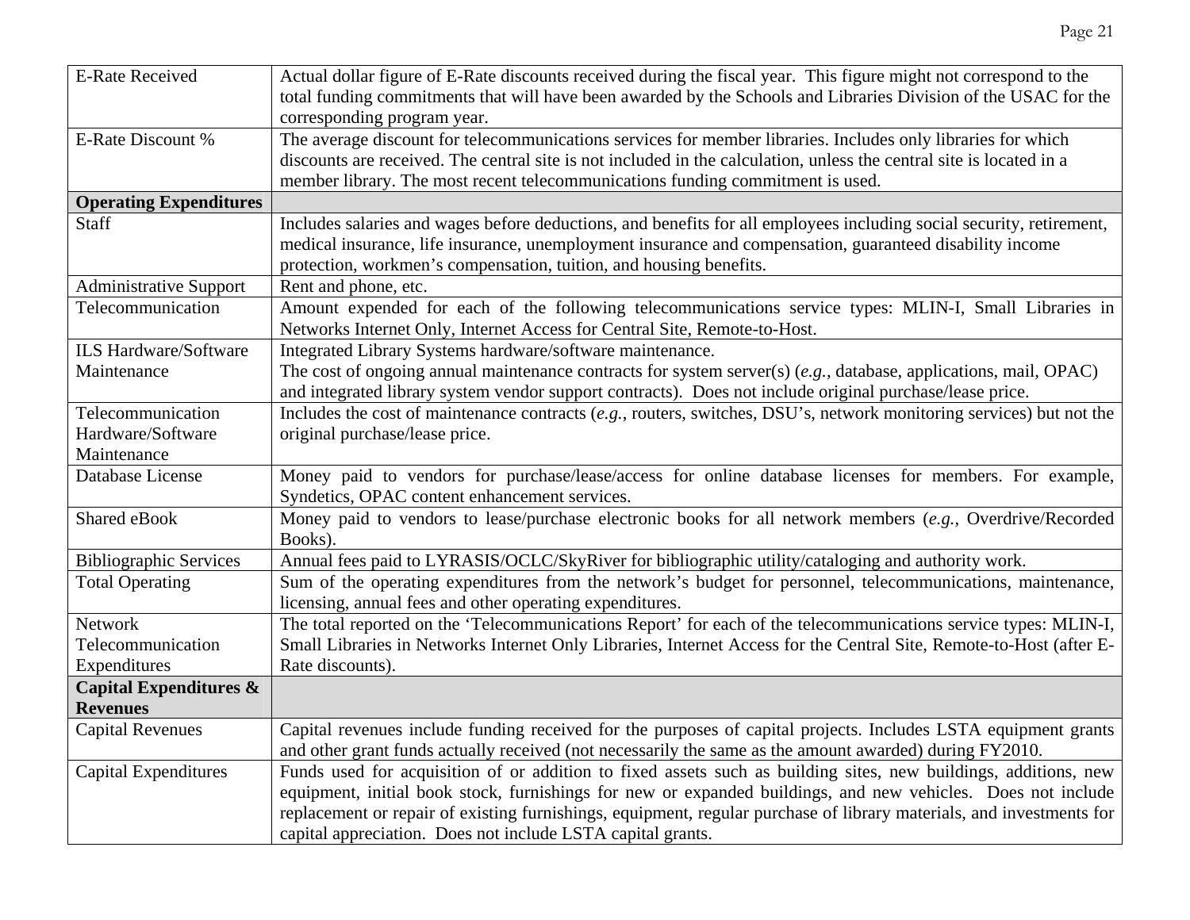| | |
|---|---|
| E-Rate Received | Actual dollar figure of E-Rate discounts received during the fiscal year. This figure might not correspond to the total funding commitments that will have been awarded by the Schools and Libraries Division of the USAC for the corresponding program year. |
| E-Rate Discount % | The average discount for telecommunications services for member libraries. Includes only libraries for which discounts are received. The central site is not included in the calculation, unless the central site is located in a member library. The most recent telecommunications funding commitment is used. |
| **Operating Expenditures** | |
| Staff | Includes salaries and wages before deductions, and benefits for all employees including social security, retirement, medical insurance, life insurance, unemployment insurance and compensation, guaranteed disability income protection, workmen's compensation, tuition, and housing benefits. |
| Administrative Support | Rent and phone, etc. |
| Telecommunication | Amount expended for each of the following telecommunications service types: MLIN-I, Small Libraries in Networks Internet Only, Internet Access for Central Site, Remote-to-Host. |
| ILS Hardware/Software Maintenance | Integrated Library Systems hardware/software maintenance. The cost of ongoing annual maintenance contracts for system server(s) (*e.g.*, database, applications, mail, OPAC) and integrated library system vendor support contracts). Does not include original purchase/lease price. |
| Telecommunication Hardware/Software Maintenance | Includes the cost of maintenance contracts (*e.g.*, routers, switches, DSU's, network monitoring services) but not the original purchase/lease price. |
| Database License | Money paid to vendors for purchase/lease/access for online database licenses for members. For example, Syndetics, OPAC content enhancement services. |
| Shared eBook | Money paid to vendors to lease/purchase electronic books for all network members (*e.g.*, Overdrive/Recorded Books). |
| Bibliographic Services | Annual fees paid to LYRASIS/OCLC/SkyRiver for bibliographic utility/cataloging and authority work. |
| Total Operating | Sum of the operating expenditures from the network's budget for personnel, telecommunications, maintenance, licensing, annual fees and other operating expenditures. |
| Network Telecommunication Expenditures | The total reported on the 'Telecommunications Report' for each of the telecommunications service types: MLIN-I, Small Libraries in Networks Internet Only Libraries, Internet Access for the Central Site, Remote-to-Host (after E-Rate discounts). |
| **Capital Expenditures & Revenues** | |
| Capital Revenues | Capital revenues include funding received for the purposes of capital projects. Includes LSTA equipment grants and other grant funds actually received (not necessarily the same as the amount awarded) during FY2010. |
| Capital Expenditures | Funds used for acquisition of or addition to fixed assets such as building sites, new buildings, additions, new equipment, initial book stock, furnishings for new or expanded buildings, and new vehicles. Does not include replacement or repair of existing furnishings, equipment, regular purchase of library materials, and investments for capital appreciation. Does not include LSTA capital grants. |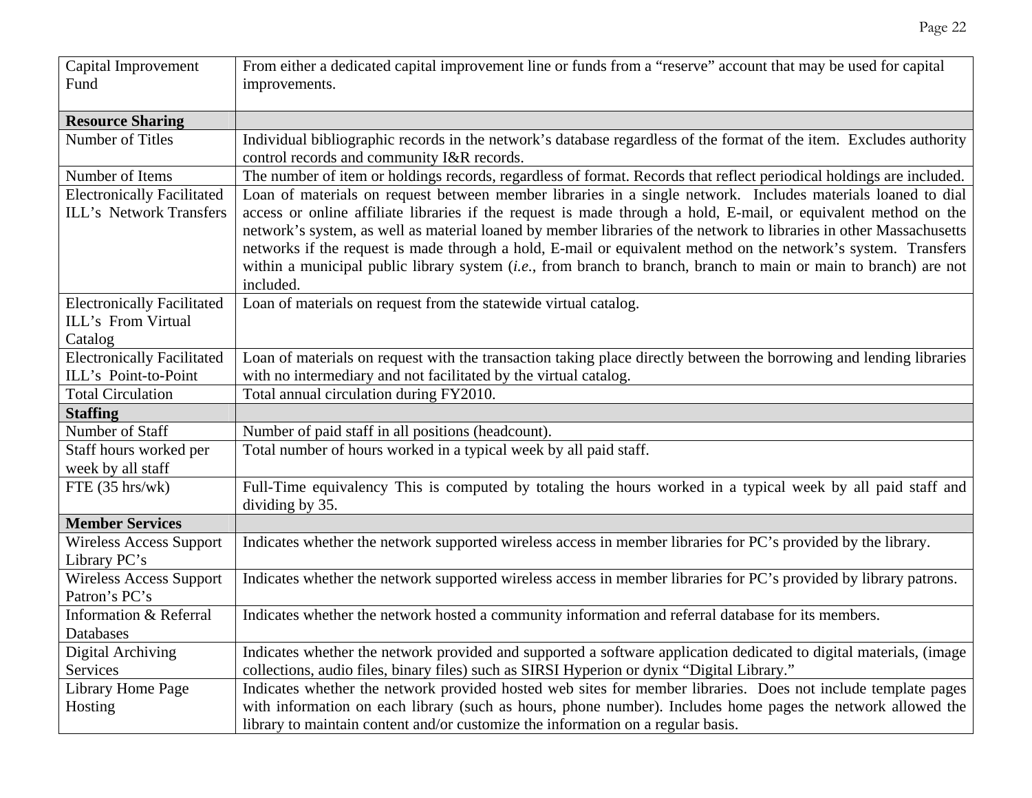| | |
|---|---|
| Capital Improvement Fund | From either a dedicated capital improvement line or funds from a "reserve" account that may be used for capital improvements. |
| **Resource Sharing** | |
| Number of Titles | Individual bibliographic records in the network's database regardless of the format of the item. Excludes authority control records and community I&R records. |
| Number of Items | The number of item or holdings records, regardless of format. Records that reflect periodical holdings are included. |
| Electronically Facilitated ILL's Network Transfers | Loan of materials on request between member libraries in a single network. Includes materials loaned to dial access or online affiliate libraries if the request is made through a hold, E-mail, or equivalent method on the network's system, as well as material loaned by member libraries of the network to libraries in other Massachusetts networks if the request is made through a hold, E-mail or equivalent method on the network's system. Transfers within a municipal public library system (*i.e.*, from branch to branch, branch to main or main to branch) are not included. |
| Electronically Facilitated ILL's From Virtual Catalog | Loan of materials on request from the statewide virtual catalog. |
| Electronically Facilitated ILL's Point-to-Point | Loan of materials on request with the transaction taking place directly between the borrowing and lending libraries with no intermediary and not facilitated by the virtual catalog. |
| Total Circulation | Total annual circulation during FY2010. |
| **Staffing** | |
| Number of Staff | Number of paid staff in all positions (headcount). |
| Staff hours worked per week by all staff | Total number of hours worked in a typical week by all paid staff. |
| FTE (35 hrs/wk) | Full-Time equivalency This is computed by totaling the hours worked in a typical week by all paid staff and dividing by 35. |
| **Member Services** | |
| Wireless Access Support Library PC's | Indicates whether the network supported wireless access in member libraries for PC's provided by the library. |
| Wireless Access Support Patron's PC's | Indicates whether the network supported wireless access in member libraries for PC's provided by library patrons. |
| Information & Referral Databases | Indicates whether the network hosted a community information and referral database for its members. |
| Digital Archiving Services | Indicates whether the network provided and supported a software application dedicated to digital materials, (image collections, audio files, binary files) such as SIRSI Hyperion or dynix "Digital Library." |
| Library Home Page Hosting | Indicates whether the network provided hosted web sites for member libraries. Does not include template pages with information on each library (such as hours, phone number). Includes home pages the network allowed the library to maintain content and/or customize the information on a regular basis. |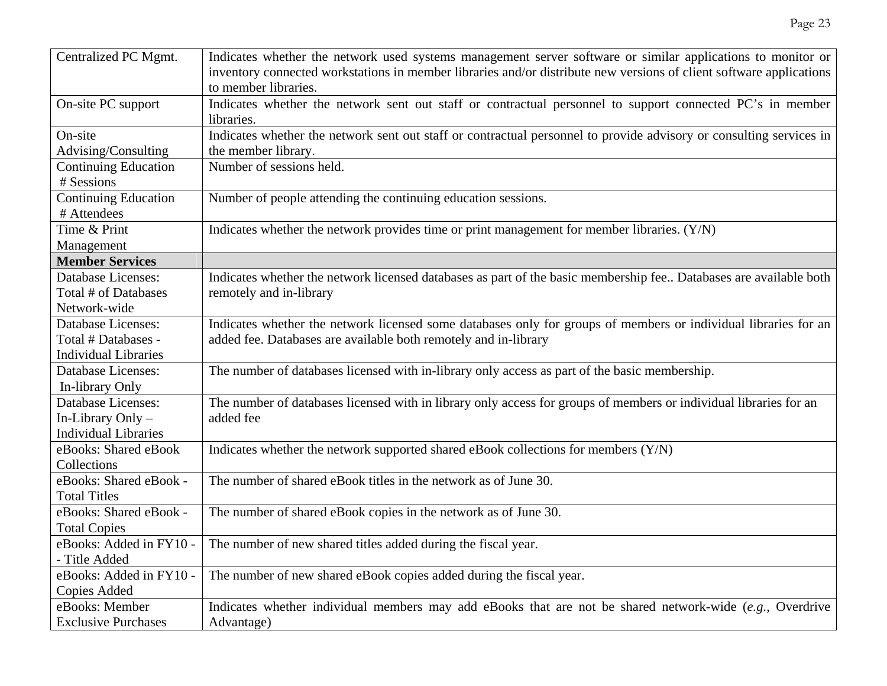| Centralized PC Mgmt. | Indicates whether the network used systems management server software or similar applications to monitor or inventory connected workstations in member libraries and/or distribute new versions of client software applications to member libraries. |
|---|---|
| On-site PC support | Indicates whether the network sent out staff or contractual personnel to support connected PC's in member libraries. |
| On-site Advising/Consulting | Indicates whether the network sent out staff or contractual personnel to provide advisory or consulting services in the member library. |
| Continuing Education # Sessions | Number of sessions held. |
| Continuing Education # Attendees | Number of people attending the continuing education sessions. |
| Time & Print Management | Indicates whether the network provides time or print management for member libraries. (Y/N) |
| **Member Services** | |
| Database Licenses: Total # of Databases Network-wide | Indicates whether the network licensed databases as part of the basic membership fee.. Databases are available both remotely and in-library |
| Database Licenses: Total # Databases - Individual Libraries | Indicates whether the network licensed some databases only for groups of members or individual libraries for an added fee. Databases are available both remotely and in-library |
| Database Licenses: In-library Only | The number of databases licensed with in-library only access as part of the basic membership. |
| Database Licenses: In-Library Only – Individual Libraries | The number of databases licensed with in library only access for groups of members or individual libraries for an added fee |
| eBooks: Shared eBook Collections | Indicates whether the network supported shared eBook collections for members (Y/N) |
| eBooks: Shared eBook - Total Titles | The number of shared eBook titles in the network as of June 30. |
| eBooks: Shared eBook - Total Copies | The number of shared eBook copies in the network as of June 30. |
| eBooks: Added in FY10 - - Title Added | The number of new shared titles added during the fiscal year. |
| eBooks: Added in FY10 - Copies Added | The number of new shared eBook copies added during the fiscal year. |
| eBooks: Member Exclusive Purchases | Indicates whether individual members may add eBooks that are not be shared network-wide (*e.g.*, Overdrive Advantage) |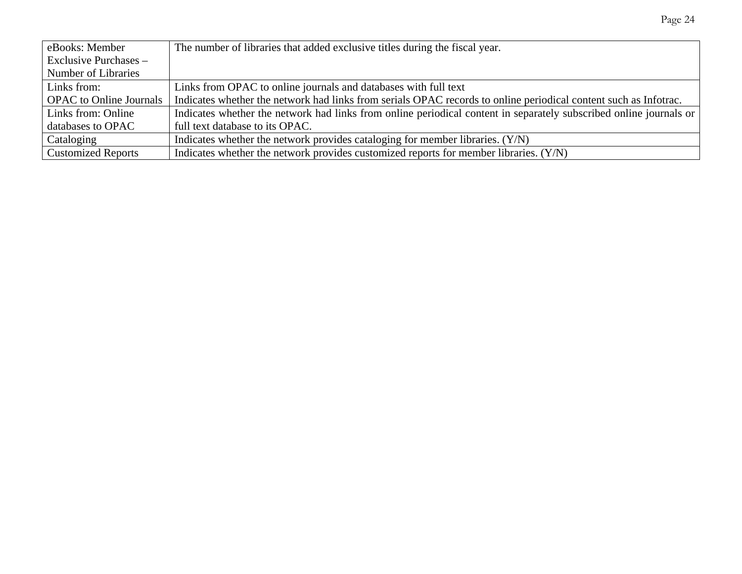| eBooks: Member Exclusive Purchases – Number of Libraries | The number of libraries that added exclusive titles during the fiscal year. |
|---|---|
| Links from: OPAC to Online Journals | Links from OPAC to online journals and databases with full text<br>Indicates whether the network had links from serials OPAC records to online periodical content such as Infotrac. |
| Links from: Online databases to OPAC | Indicates whether the network had links from online periodical content in separately subscribed online journals or full text database to its OPAC. |
| Cataloging | Indicates whether the network provides cataloging for member libraries. (Y/N) |
| Customized Reports | Indicates whether the network provides customized reports for member libraries. (Y/N) |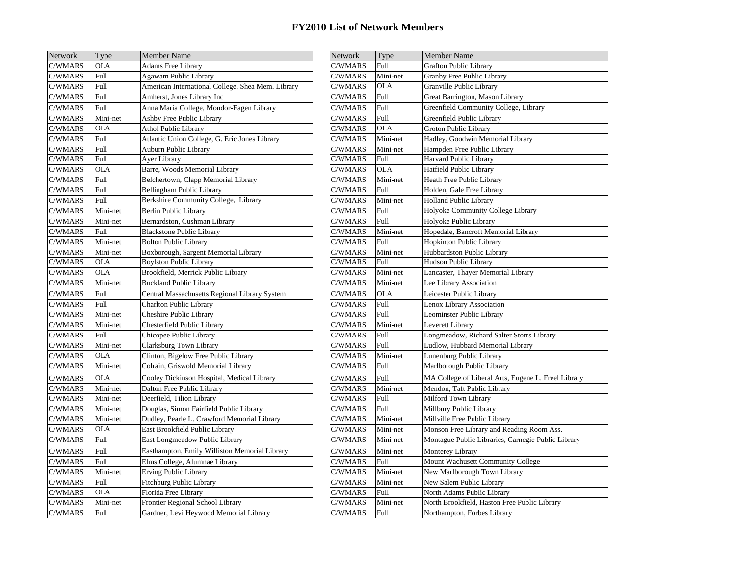# FY2010 List of Network Members

| Network | Type | Member Name |
|---|---|---|
| C/WMARS | OLA | Adams Free Library |
| C/WMARS | Full | Agawam Public Library |
| C/WMARS | Full | American International College, Shea Mem. Library |
| C/WMARS | Full | Amherst, Jones Library Inc |
| C/WMARS | Full | Anna Maria College, Mondor-Eagen Library |
| C/WMARS | Mini-net | Ashby Free Public Library |
| C/WMARS | OLA | Athol Public Library |
| C/WMARS | Full | Atlantic Union College, G. Eric Jones Library |
| C/WMARS | Full | Auburn Public Library |
| C/WMARS | Full | Ayer Library |
| C/WMARS | OLA | Barre, Woods Memorial Library |
| C/WMARS | Full | Belchertown, Clapp Memorial Library |
| C/WMARS | Full | Bellingham Public Library |
| C/WMARS | Full | Berkshire Community College, Library |
| C/WMARS | Mini-net | Berlin Public Library |
| C/WMARS | Mini-net | Bernardston, Cushman Library |
| C/WMARS | Full | Blackstone Public Library |
| C/WMARS | Mini-net | Bolton Public Library |
| C/WMARS | Mini-net | Boxborough, Sargent Memorial Library |
| C/WMARS | OLA | Boylston Public Library |
| C/WMARS | OLA | Brookfield, Merrick Public Library |
| C/WMARS | Mini-net | Buckland Public Library |
| C/WMARS | Full | Central Massachusetts Regional Library System |
| C/WMARS | Full | Charlton Public Library |
| C/WMARS | Mini-net | Cheshire Public Library |
| C/WMARS | Mini-net | Chesterfield Public Library |
| C/WMARS | Full | Chicopee Public Library |
| C/WMARS | Mini-net | Clarksburg Town Library |
| C/WMARS | OLA | Clinton, Bigelow Free Public Library |
| C/WMARS | Mini-net | Colrain, Griswold Memorial Library |
| C/WMARS | OLA | Cooley Dickinson Hospital, Medical Library |
| C/WMARS | Mini-net | Dalton Free Public Library |
| C/WMARS | Mini-net | Deerfield, Tilton Library |
| C/WMARS | Mini-net | Douglas, Simon Fairfield Public Library |
| C/WMARS | Mini-net | Dudley, Pearle L. Crawford Memorial Library |
| C/WMARS | OLA | East Brookfield Public Library |
| C/WMARS | Full | East Longmeadow Public Library |
| C/WMARS | Full | Easthampton, Emily Williston Memorial Library |
| C/WMARS | Full | Elms College, Alumnae Library |
| C/WMARS | Mini-net | Erving Public Library |
| C/WMARS | Full | Fitchburg Public Library |
| C/WMARS | OLA | Florida Free Library |
| C/WMARS | Mini-net | Frontier Regional School Library |
| C/WMARS | Full | Gardner, Levi Heywood Memorial Library |
| C/WMARS | Full | Grafton Public Library |
| C/WMARS | Mini-net | Granby Free Public Library |
| C/WMARS | OLA | Granville Public Library |
| C/WMARS | Full | Great Barrington, Mason Library |
| C/WMARS | Full | Greenfield Community College, Library |
| C/WMARS | Full | Greenfield Public Library |
| C/WMARS | OLA | Groton Public Library |
| C/WMARS | Mini-net | Hadley, Goodwin Memorial Library |
| C/WMARS | Mini-net | Hampden Free Public Library |
| C/WMARS | Full | Harvard Public Library |
| C/WMARS | OLA | Hatfield Public Library |
| C/WMARS | Mini-net | Heath Free Public Library |
| C/WMARS | Full | Holden, Gale Free Library |
| C/WMARS | Mini-net | Holland Public Library |
| C/WMARS | Full | Holyoke Community College Library |
| C/WMARS | Full | Holyoke Public Library |
| C/WMARS | Mini-net | Hopedale, Bancroft Memorial Library |
| C/WMARS | Full | Hopkinton Public Library |
| C/WMARS | Mini-net | Hubbardston Public Library |
| C/WMARS | Full | Hudson Public Library |
| C/WMARS | Mini-net | Lancaster, Thayer Memorial Library |
| C/WMARS | Mini-net | Lee Library Association |
| C/WMARS | OLA | Leicester Public Library |
| C/WMARS | Full | Lenox Library Association |
| C/WMARS | Full | Leominster Public Library |
| C/WMARS | Mini-net | Leverett Library |
| C/WMARS | Full | Longmeadow, Richard Salter Storrs Library |
| C/WMARS | Full | Ludlow, Hubbard Memorial Library |
| C/WMARS | Mini-net | Lunenburg Public Library |
| C/WMARS | Full | Marlborough Public Library |
| C/WMARS | Full | MA College of Liberal Arts, Eugene L. Freel Library |
| C/WMARS | Mini-net | Mendon, Taft Public Library |
| C/WMARS | Full | Milford Town Library |
| C/WMARS | Full | Millbury Public Library |
| C/WMARS | Mini-net | Millville Free Public Library |
| C/WMARS | Mini-net | Monson Free Library and Reading Room Ass. |
| C/WMARS | Mini-net | Montague Public Libraries, Carnegie Public Library |
| C/WMARS | Mini-net | Monterey Library |
| C/WMARS | Full | Mount Wachusett Community College |
| C/WMARS | Mini-net | New Marlborough Town Library |
| C/WMARS | Mini-net | New Salem Public Library |
| C/WMARS | Full | North Adams Public Library |
| C/WMARS | Mini-net | North Brookfield, Haston Free Public Library |
| C/WMARS | Full | Northampton, Forbes Library |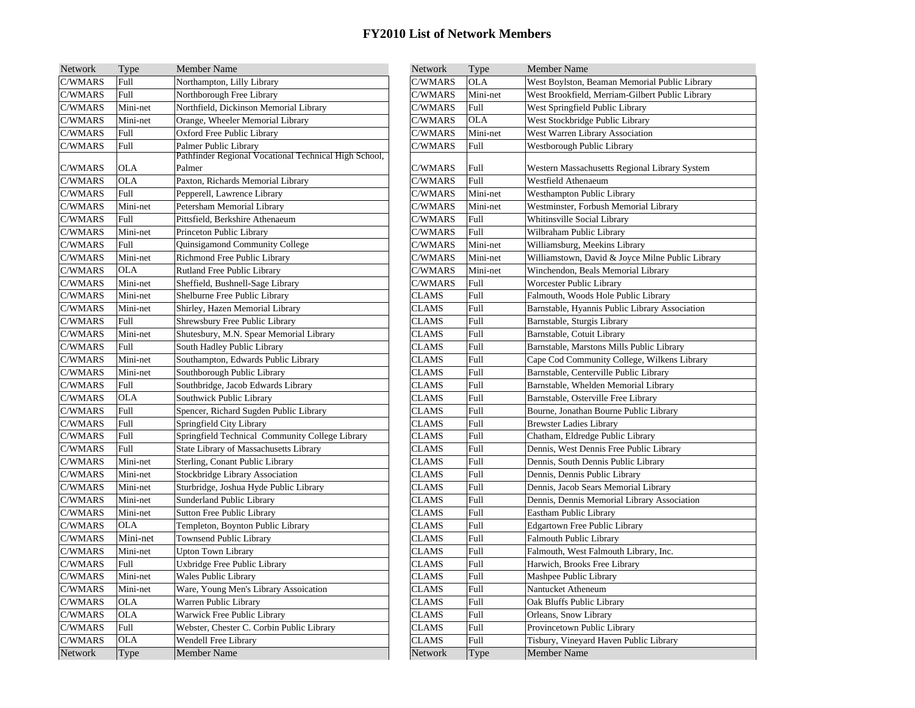# FY2010 List of Network Members

| Network | Type | Member Name |
|---|---|---|
| C/WMARS | Full | Northampton, Lilly Library |
| C/WMARS | Full | Northborough Free Library |
| C/WMARS | Mini-net | Northfield, Dickinson Memorial Library |
| C/WMARS | Mini-net | Orange, Wheeler Memorial Library |
| C/WMARS | Full | Oxford Free Public Library |
| C/WMARS | Full | Palmer Public Library |
| C/WMARS | OLA | Pathfinder Regional Vocational Technical High School, Palmer |
| C/WMARS | OLA | Paxton, Richards Memorial Library |
| C/WMARS | Full | Pepperell, Lawrence Library |
| C/WMARS | Mini-net | Petersham Memorial Library |
| C/WMARS | Full | Pittsfield, Berkshire Athenaeum |
| C/WMARS | Mini-net | Princeton Public Library |
| C/WMARS | Full | Quinsigamond Community College |
| C/WMARS | Mini-net | Richmond Free Public Library |
| C/WMARS | OLA | Rutland Free Public Library |
| C/WMARS | Mini-net | Sheffield, Bushnell-Sage Library |
| C/WMARS | Mini-net | Shelburne Free Public Library |
| C/WMARS | Mini-net | Shirley, Hazen Memorial Library |
| C/WMARS | Full | Shrewsbury Free Public Library |
| C/WMARS | Mini-net | Shutesbury, M.N. Spear Memorial Library |
| C/WMARS | Full | South Hadley Public Library |
| C/WMARS | Mini-net | Southampton, Edwards Public Library |
| C/WMARS | Mini-net | Southborough Public Library |
| C/WMARS | Full | Southbridge, Jacob Edwards Library |
| C/WMARS | OLA | Southwick Public Library |
| C/WMARS | Full | Spencer, Richard Sugden Public Library |
| C/WMARS | Full | Springfield City Library |
| C/WMARS | Full | Springfield Technical Community College Library |
| C/WMARS | Full | State Library of Massachusetts Library |
| C/WMARS | Mini-net | Sterling, Conant Public Library |
| C/WMARS | Mini-net | Stockbridge Library Association |
| C/WMARS | Mini-net | Sturbridge, Joshua Hyde Public Library |
| C/WMARS | Mini-net | Sunderland Public Library |
| C/WMARS | Mini-net | Sutton Free Public Library |
| C/WMARS | OLA | Templeton, Boynton Public Library |
| C/WMARS | Mini-net | Townsend Public Library |
| C/WMARS | Mini-net | Upton Town Library |
| C/WMARS | Full | Uxbridge Free Public Library |
| C/WMARS | Mini-net | Wales Public Library |
| C/WMARS | Mini-net | Ware, Young Men's Library Assoication |
| C/WMARS | OLA | Warren Public Library |
| C/WMARS | OLA | Warwick Free Public Library |
| C/WMARS | Full | Webster, Chester C. Corbin Public Library |
| C/WMARS | OLA | Wendell Free Library |
| C/WMARS | OLA | West Boylston, Beaman Memorial Public Library |
| C/WMARS | Mini-net | West Brookfield, Merriam-Gilbert Public Library |
| C/WMARS | Full | West Springfield Public Library |
| C/WMARS | OLA | West Stockbridge Public Library |
| C/WMARS | Mini-net | West Warren Library Association |
| C/WMARS | Full | Westborough Public Library |
| C/WMARS | Full | Western Massachusetts Regional Library System |
| C/WMARS | Full | Westfield Athenaeum |
| C/WMARS | Mini-net | Westhampton Public Library |
| C/WMARS | Mini-net | Westminster, Forbush Memorial Library |
| C/WMARS | Full | Whitinsville Social Library |
| C/WMARS | Full | Wilbraham Public Library |
| C/WMARS | Mini-net | Williamsburg, Meekins Library |
| C/WMARS | Mini-net | Williamstown, David & Joyce Milne Public Library |
| C/WMARS | Mini-net | Winchendon, Beals Memorial Library |
| C/WMARS | Full | Worcester Public Library |
| CLAMS | Full | Falmouth, Woods Hole Public Library |
| CLAMS | Full | Barnstable, Hyannis Public Library Association |
| CLAMS | Full | Barnstable, Sturgis Library |
| CLAMS | Full | Barnstable, Cotuit Library |
| CLAMS | Full | Barnstable, Marstons Mills Public Library |
| CLAMS | Full | Cape Cod Community College, Wilkens Library |
| CLAMS | Full | Barnstable, Centerville Public Library |
| CLAMS | Full | Barnstable, Whelden Memorial Library |
| CLAMS | Full | Barnstable, Osterville Free Library |
| CLAMS | Full | Bourne, Jonathan Bourne Public Library |
| CLAMS | Full | Brewster Ladies Library |
| CLAMS | Full | Chatham, Eldredge Public Library |
| CLAMS | Full | Dennis, West Dennis Free Public Library |
| CLAMS | Full | Dennis, South Dennis Public Library |
| CLAMS | Full | Dennis, Dennis Public Library |
| CLAMS | Full | Dennis, Jacob Sears Memorial Library |
| CLAMS | Full | Dennis, Dennis Memorial Library Association |
| CLAMS | Full | Eastham Public Library |
| CLAMS | Full | Edgartown Free Public Library |
| CLAMS | Full | Falmouth Public Library |
| CLAMS | Full | Falmouth, West Falmouth Library, Inc. |
| CLAMS | Full | Harwich, Brooks Free Library |
| CLAMS | Full | Mashpee Public Library |
| CLAMS | Full | Nantucket Atheneum |
| CLAMS | Full | Oak Bluffs Public Library |
| CLAMS | Full | Orleans, Snow Library |
| CLAMS | Full | Provincetown Public Library |
| CLAMS | Full | Tisbury, Vineyard Haven Public Library |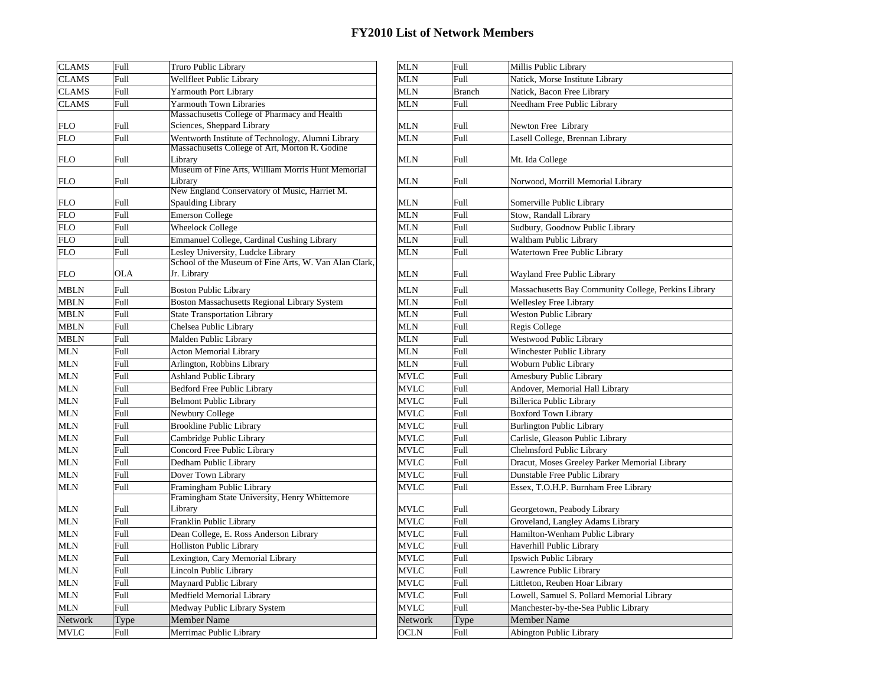# FY2010 List of Network Members

| Network | Type | Member Name |
|---|---|---|
| CLAMS | Full | Truro Public Library |
| CLAMS | Full | Wellfleet Public Library |
| CLAMS | Full | Yarmouth Port Library |
| CLAMS | Full | Yarmouth Town Libraries |
| FLO | Full | Massachusetts College of Pharmacy and Health Sciences, Sheppard Library |
| FLO | Full | Wentworth Institute of Technology, Alumni Library |
| FLO | Full | Massachusetts College of Art, Morton R. Godine Library |
| FLO | Full | Museum of Fine Arts, William Morris Hunt Memorial Library |
| FLO | Full | New England Conservatory of Music, Harriet M. Spaulding Library |
| FLO | Full | Emerson College |
| FLO | Full | Wheelock College |
| FLO | Full | Emmanuel College, Cardinal Cushing Library |
| FLO | Full | Lesley University, Ludcke Library |
| FLO | OLA | School of the Museum of Fine Arts, W. Van Alan Clark, Jr. Library |
| MBLN | Full | Boston Public Library |
| MBLN | Full | Boston Massachusetts Regional Library System |
| MBLN | Full | State Transportation Library |
| MBLN | Full | Chelsea Public Library |
| MBLN | Full | Malden Public Library |
| MLN | Full | Acton Memorial Library |
| MLN | Full | Arlington, Robbins Library |
| MLN | Full | Ashland Public Library |
| MLN | Full | Bedford Free Public Library |
| MLN | Full | Belmont Public Library |
| MLN | Full | Newbury College |
| MLN | Full | Brookline Public Library |
| MLN | Full | Cambridge Public Library |
| MLN | Full | Concord Free Public Library |
| MLN | Full | Dedham Public Library |
| MLN | Full | Dover Town Library |
| MLN | Full | Framingham Public Library |
| MLN | Full | Framingham State University, Henry Whittemore Library |
| MLN | Full | Franklin Public Library |
| MLN | Full | Dean College, E. Ross Anderson Library |
| MLN | Full | Holliston Public Library |
| MLN | Full | Lexington, Cary Memorial Library |
| MLN | Full | Lincoln Public Library |
| MLN | Full | Maynard Public Library |
| MLN | Full | Medfield Memorial Library |
| MLN | Full | Medway Public Library System |
| MVLC | Full | Merrimac Public Library |
| MLN | Full | Millis Public Library |
| MLN | Full | Natick, Morse Institute Library |
| MLN | Branch | Natick, Bacon Free Library |
| MLN | Full | Needham Free Public Library |
| MLN | Full | Newton Free Library |
| MLN | Full | Lasell College, Brennan Library |
| MLN | Full | Mt. Ida College |
| MLN | Full | Norwood, Morrill Memorial Library |
| MLN | Full | Somerville Public Library |
| MLN | Full | Stow, Randall Library |
| MLN | Full | Sudbury, Goodnow Public Library |
| MLN | Full | Waltham Public Library |
| MLN | Full | Watertown Free Public Library |
| MLN | Full | Wayland Free Public Library |
| MLN | Full | Massachusetts Bay Community College, Perkins Library |
| MLN | Full | Wellesley Free Library |
| MLN | Full | Weston Public Library |
| MLN | Full | Regis College |
| MLN | Full | Westwood Public Library |
| MLN | Full | Winchester Public Library |
| MLN | Full | Woburn Public Library |
| MVLC | Full | Amesbury Public Library |
| MVLC | Full | Andover, Memorial Hall Library |
| MVLC | Full | Billerica Public Library |
| MVLC | Full | Boxford Town Library |
| MVLC | Full | Burlington Public Library |
| MVLC | Full | Carlisle, Gleason Public Library |
| MVLC | Full | Chelmsford Public Library |
| MVLC | Full | Dracut, Moses Greeley Parker Memorial Library |
| MVLC | Full | Dunstable Free Public Library |
| MVLC | Full | Essex, T.O.H.P. Burnham Free Library |
| MVLC | Full | Georgetown, Peabody Library |
| MVLC | Full | Groveland, Langley Adams Library |
| MVLC | Full | Hamilton-Wenham Public Library |
| MVLC | Full | Haverhill Public Library |
| MVLC | Full | Ipswich Public Library |
| MVLC | Full | Lawrence Public Library |
| MVLC | Full | Littleton, Reuben Hoar Library |
| MVLC | Full | Lowell, Samuel S. Pollard Memorial Library |
| MVLC | Full | Manchester-by-the-Sea Public Library |
| OCLN | Full | Abington Public Library |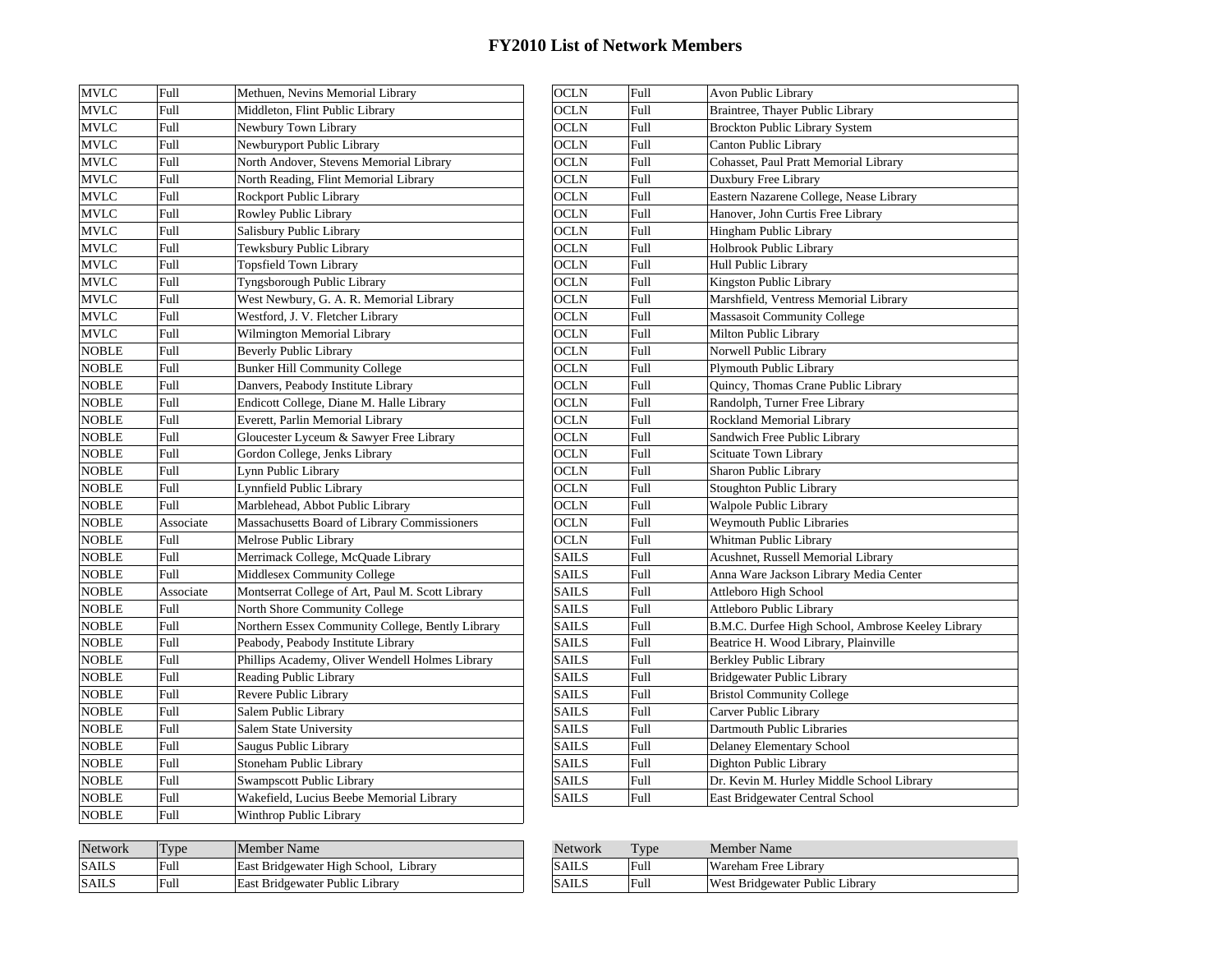# FY2010 List of Network Members

| Network | Type | Member Name |
|---|---|---|
| MVLC | Full | Methuen, Nevins Memorial Library |
| MVLC | Full | Middleton, Flint Public Library |
| MVLC | Full | Newbury Town Library |
| MVLC | Full | Newburyport Public Library |
| MVLC | Full | North Andover, Stevens Memorial Library |
| MVLC | Full | North Reading, Flint Memorial Library |
| MVLC | Full | Rockport Public Library |
| MVLC | Full | Rowley Public Library |
| MVLC | Full | Salisbury Public Library |
| MVLC | Full | Tewksbury Public Library |
| MVLC | Full | Topsfield Town Library |
| MVLC | Full | Tyngsborough Public Library |
| MVLC | Full | West Newbury, G. A. R. Memorial Library |
| MVLC | Full | Westford, J. V. Fletcher Library |
| MVLC | Full | Wilmington Memorial Library |
| NOBLE | Full | Beverly Public Library |
| NOBLE | Full | Bunker Hill Community College |
| NOBLE | Full | Danvers, Peabody Institute Library |
| NOBLE | Full | Endicott College, Diane M. Halle Library |
| NOBLE | Full | Everett, Parlin Memorial Library |
| NOBLE | Full | Gloucester Lyceum & Sawyer Free Library |
| NOBLE | Full | Gordon College, Jenks Library |
| NOBLE | Full | Lynn Public Library |
| NOBLE | Full | Lynnfield Public Library |
| NOBLE | Full | Marblehead, Abbot Public Library |
| NOBLE | Associate | Massachusetts Board of Library Commissioners |
| NOBLE | Full | Melrose Public Library |
| NOBLE | Full | Merrimack College, McQuade Library |
| NOBLE | Full | Middlesex Community College |
| NOBLE | Associate | Montserrat College of Art, Paul M. Scott Library |
| NOBLE | Full | North Shore Community College |
| NOBLE | Full | Northern Essex Community College, Bently Library |
| NOBLE | Full | Peabody, Peabody Institute Library |
| NOBLE | Full | Phillips Academy, Oliver Wendell Holmes Library |
| NOBLE | Full | Reading Public Library |
| NOBLE | Full | Revere Public Library |
| NOBLE | Full | Salem Public Library |
| NOBLE | Full | Salem State University |
| NOBLE | Full | Saugus Public Library |
| NOBLE | Full | Stoneham Public Library |
| NOBLE | Full | Swampscott Public Library |
| NOBLE | Full | Wakefield, Lucius Beebe Memorial Library |
| NOBLE | Full | Winthrop Public Library |
| OCLN | Full | Avon Public Library |
| OCLN | Full | Braintree, Thayer Public Library |
| OCLN | Full | Brockton Public Library System |
| OCLN | Full | Canton Public Library |
| OCLN | Full | Cohasset, Paul Pratt Memorial Library |
| OCLN | Full | Duxbury Free Library |
| OCLN | Full | Eastern Nazarene College, Nease Library |
| OCLN | Full | Hanover, John Curtis Free Library |
| OCLN | Full | Hingham Public Library |
| OCLN | Full | Holbrook Public Library |
| OCLN | Full | Hull Public Library |
| OCLN | Full | Kingston Public Library |
| OCLN | Full | Marshfield, Ventress Memorial Library |
| OCLN | Full | Massasoit Community College |
| OCLN | Full | Milton Public Library |
| OCLN | Full | Norwell Public Library |
| OCLN | Full | Plymouth Public Library |
| OCLN | Full | Quincy, Thomas Crane Public Library |
| OCLN | Full | Randolph, Turner Free Library |
| OCLN | Full | Rockland Memorial Library |
| OCLN | Full | Sandwich Free Public Library |
| OCLN | Full | Scituate Town Library |
| OCLN | Full | Sharon Public Library |
| OCLN | Full | Stoughton Public Library |
| OCLN | Full | Walpole Public Library |
| OCLN | Full | Weymouth Public Libraries |
| OCLN | Full | Whitman Public Library |
| SAILS | Full | Acushnet, Russell Memorial Library |
| SAILS | Full | Anna Ware Jackson Library Media Center |
| SAILS | Full | Attleboro High School |
| SAILS | Full | Attleboro Public Library |
| SAILS | Full | B.M.C. Durfee High School, Ambrose Keeley Library |
| SAILS | Full | Beatrice H. Wood Library, Plainville |
| SAILS | Full | Berkley Public Library |
| SAILS | Full | Bridgewater Public Library |
| SAILS | Full | Bristol Community College |
| SAILS | Full | Carver Public Library |
| SAILS | Full | Dartmouth Public Libraries |
| SAILS | Full | Delaney Elementary School |
| SAILS | Full | Dighton Public Library |
| SAILS | Full | Dr. Kevin M. Hurley Middle School Library |
| SAILS | Full | East Bridgewater Central School |

| Network | Type | Member Name |
|---|---|---|
| SAILS | Full | East Bridgewater High School, Library |
| SAILS | Full | East Bridgewater Public Library |
| SAILS | Full | Wareham Free Library |
| SAILS | Full | West Bridgewater Public Library |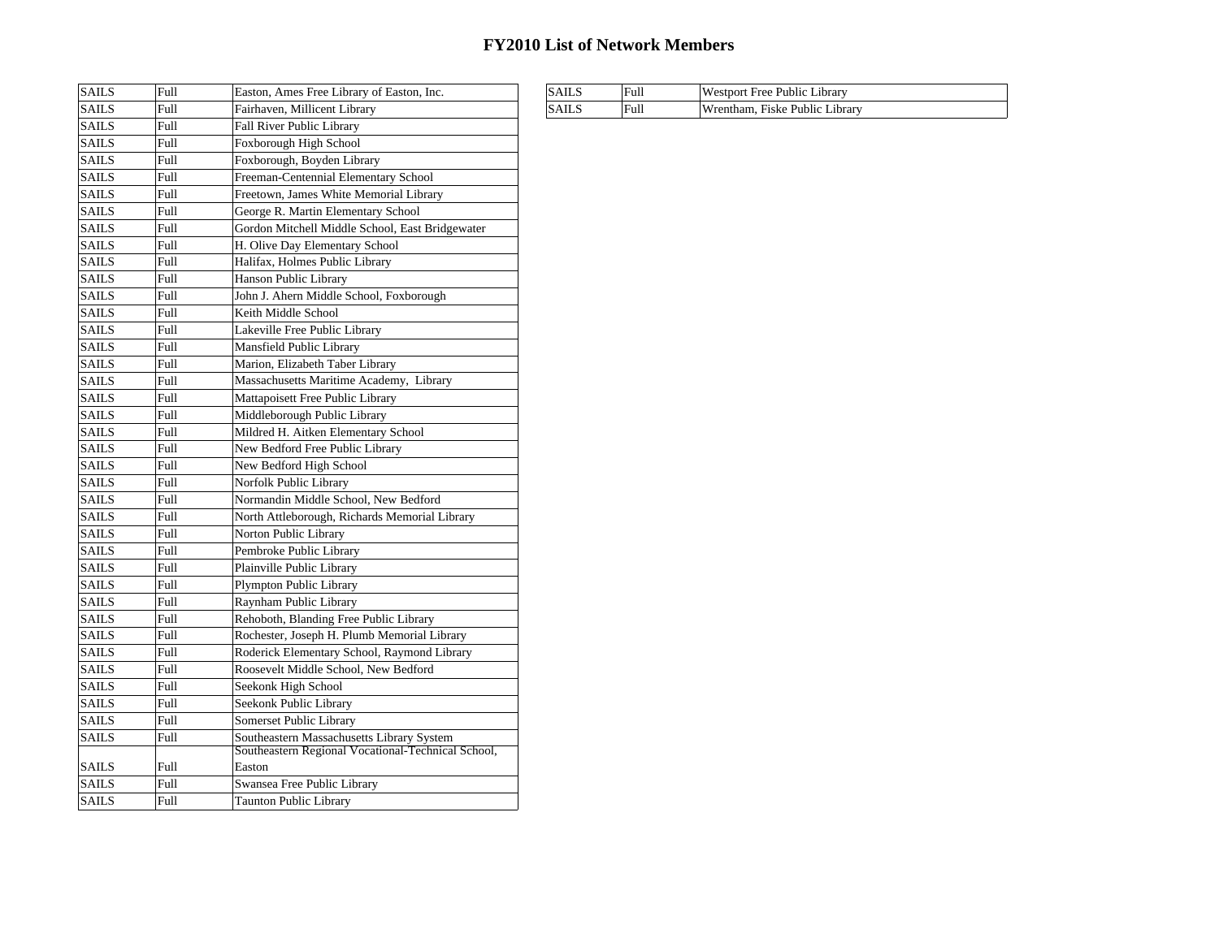# FY2010 List of Network Members

| | | |
|---|---|---|
| SAILS | Full | Easton, Ames Free Library of Easton, Inc. |
| SAILS | Full | Fairhaven, Millicent Library |
| SAILS | Full | Fall River Public Library |
| SAILS | Full | Foxborough High School |
| SAILS | Full | Foxborough, Boyden Library |
| SAILS | Full | Freeman-Centennial Elementary School |
| SAILS | Full | Freetown, James White Memorial Library |
| SAILS | Full | George R. Martin Elementary School |
| SAILS | Full | Gordon Mitchell Middle School, East Bridgewater |
| SAILS | Full | H. Olive Day Elementary School |
| SAILS | Full | Halifax, Holmes Public Library |
| SAILS | Full | Hanson Public Library |
| SAILS | Full | John J. Ahern Middle School, Foxborough |
| SAILS | Full | Keith Middle School |
| SAILS | Full | Lakeville Free Public Library |
| SAILS | Full | Mansfield Public Library |
| SAILS | Full | Marion, Elizabeth Taber Library |
| SAILS | Full | Massachusetts Maritime Academy, Library |
| SAILS | Full | Mattapoisett Free Public Library |
| SAILS | Full | Middleborough Public Library |
| SAILS | Full | Mildred H. Aitken Elementary School |
| SAILS | Full | New Bedford Free Public Library |
| SAILS | Full | New Bedford High School |
| SAILS | Full | Norfolk Public Library |
| SAILS | Full | Normandin Middle School, New Bedford |
| SAILS | Full | North Attleborough, Richards Memorial Library |
| SAILS | Full | Norton Public Library |
| SAILS | Full | Pembroke Public Library |
| SAILS | Full | Plainville Public Library |
| SAILS | Full | Plympton Public Library |
| SAILS | Full | Raynham Public Library |
| SAILS | Full | Rehoboth, Blanding Free Public Library |
| SAILS | Full | Rochester, Joseph H. Plumb Memorial Library |
| SAILS | Full | Roderick Elementary School, Raymond Library |
| SAILS | Full | Roosevelt Middle School, New Bedford |
| SAILS | Full | Seekonk High School |
| SAILS | Full | Seekonk Public Library |
| SAILS | Full | Somerset Public Library |
| SAILS | Full | Southeastern Massachusetts Library System |
| SAILS | Full | Southeastern Regional Vocational-Technical School, Easton |
| SAILS | Full | Swansea Free Public Library |
| SAILS | Full | Taunton Public Library |
| SAILS | Full | Westport Free Public Library |
| SAILS | Full | Wrentham, Fiske Public Library |